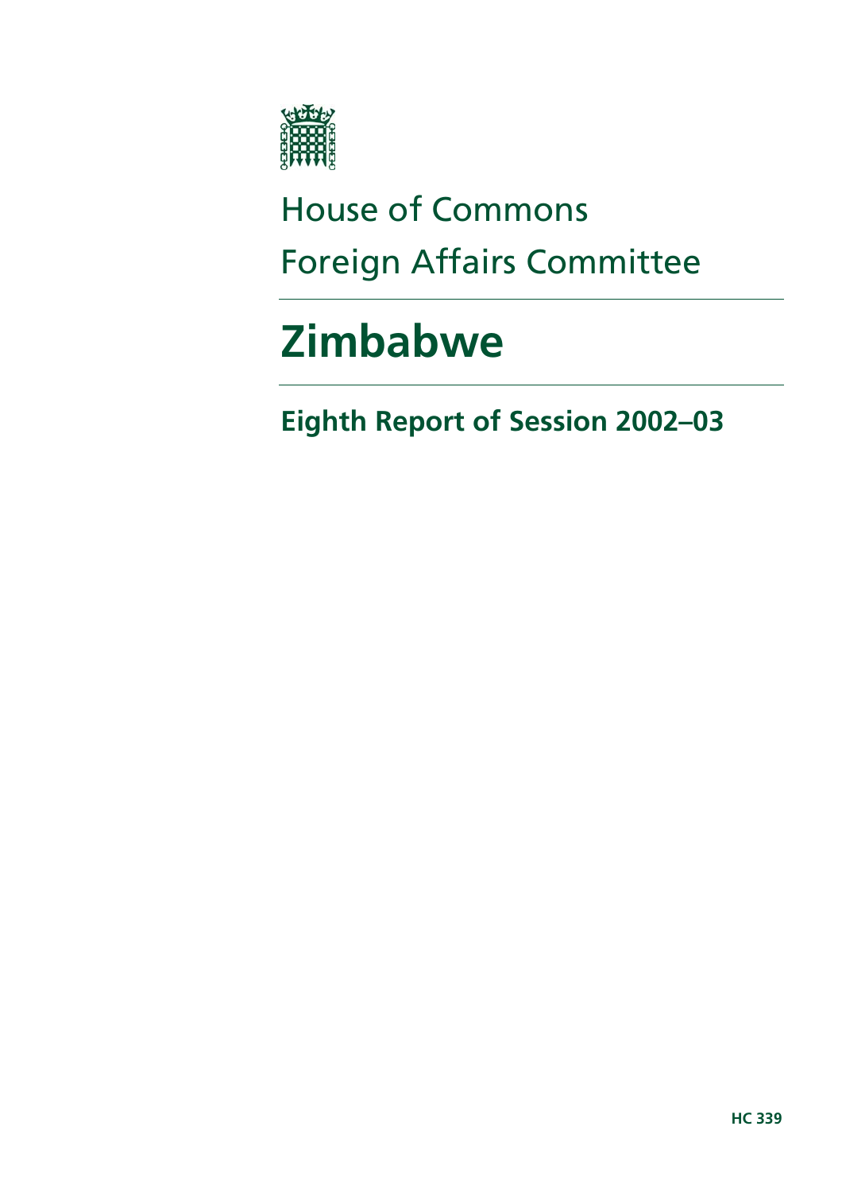House of Commons

Foreign Affairs Committee

# Zimbabwe

## Eighth Report of Session 2002–03

HC 339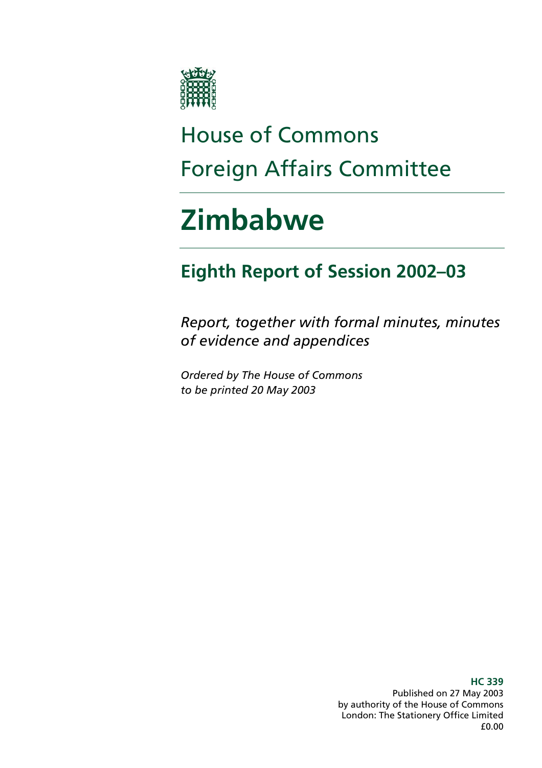# House of Commons
# Foreign Affairs Committee

# Zimbabwe

## Eighth Report of Session 2002–03

*Report, together with formal minutes, minutes of evidence and appendices*

*Ordered by The House of Commons to be printed 20 May 2003*

**HC 339**
Published on 27 May 2003
by authority of the House of Commons
London: The Stationery Office Limited
£0.00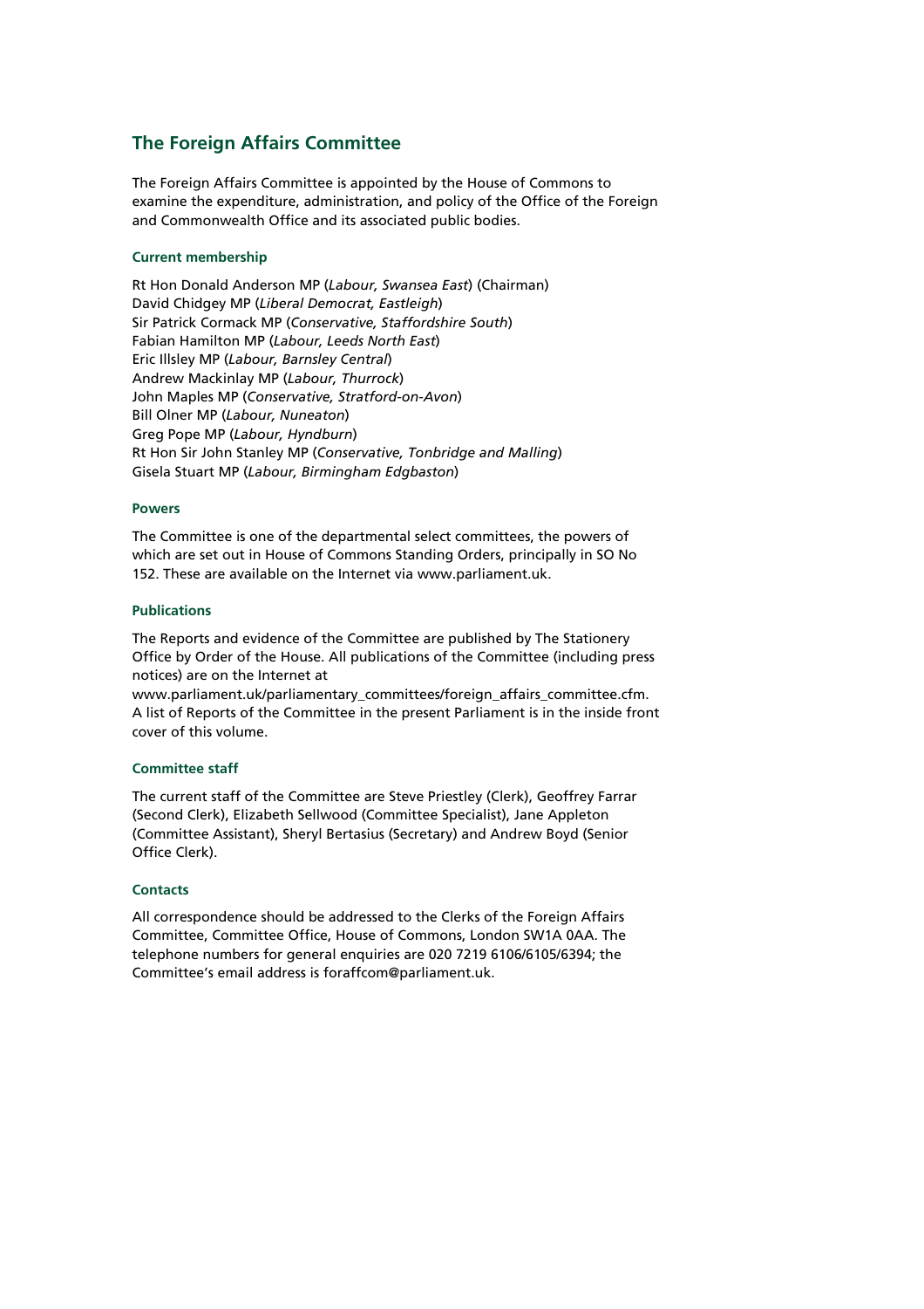## The Foreign Affairs Committee

The Foreign Affairs Committee is appointed by the House of Commons to examine the expenditure, administration, and policy of the Office of the Foreign and Commonwealth Office and its associated public bodies.

### Current membership

Rt Hon Donald Anderson MP (*Labour, Swansea East*) (Chairman)
David Chidgey MP (*Liberal Democrat, Eastleigh*)
Sir Patrick Cormack MP (*Conservative, Staffordshire South*)
Fabian Hamilton MP (*Labour, Leeds North East*)
Eric Illsley MP (*Labour, Barnsley Central*)
Andrew Mackinlay MP (*Labour, Thurrock*)
John Maples MP (*Conservative, Stratford-on-Avon*)
Bill Olner MP (*Labour, Nuneaton*)
Greg Pope MP (*Labour, Hyndburn*)
Rt Hon Sir John Stanley MP (*Conservative, Tonbridge and Malling*)
Gisela Stuart MP (*Labour, Birmingham Edgbaston*)

### Powers

The Committee is one of the departmental select committees, the powers of which are set out in House of Commons Standing Orders, principally in SO No 152. These are available on the Internet via www.parliament.uk.

### Publications

The Reports and evidence of the Committee are published by The Stationery Office by Order of the House. All publications of the Committee (including press notices) are on the Internet at www.parliament.uk/parliamentary_committees/foreign_affairs_committee.cfm. A list of Reports of the Committee in the present Parliament is in the inside front cover of this volume.

### Committee staff

The current staff of the Committee are Steve Priestley (Clerk), Geoffrey Farrar (Second Clerk), Elizabeth Sellwood (Committee Specialist), Jane Appleton (Committee Assistant), Sheryl Bertasius (Secretary) and Andrew Boyd (Senior Office Clerk).

### Contacts

All correspondence should be addressed to the Clerks of the Foreign Affairs Committee, Committee Office, House of Commons, London SW1A 0AA. The telephone numbers for general enquiries are 020 7219 6106/6105/6394; the Committee's email address is foraffcom@parliament.uk.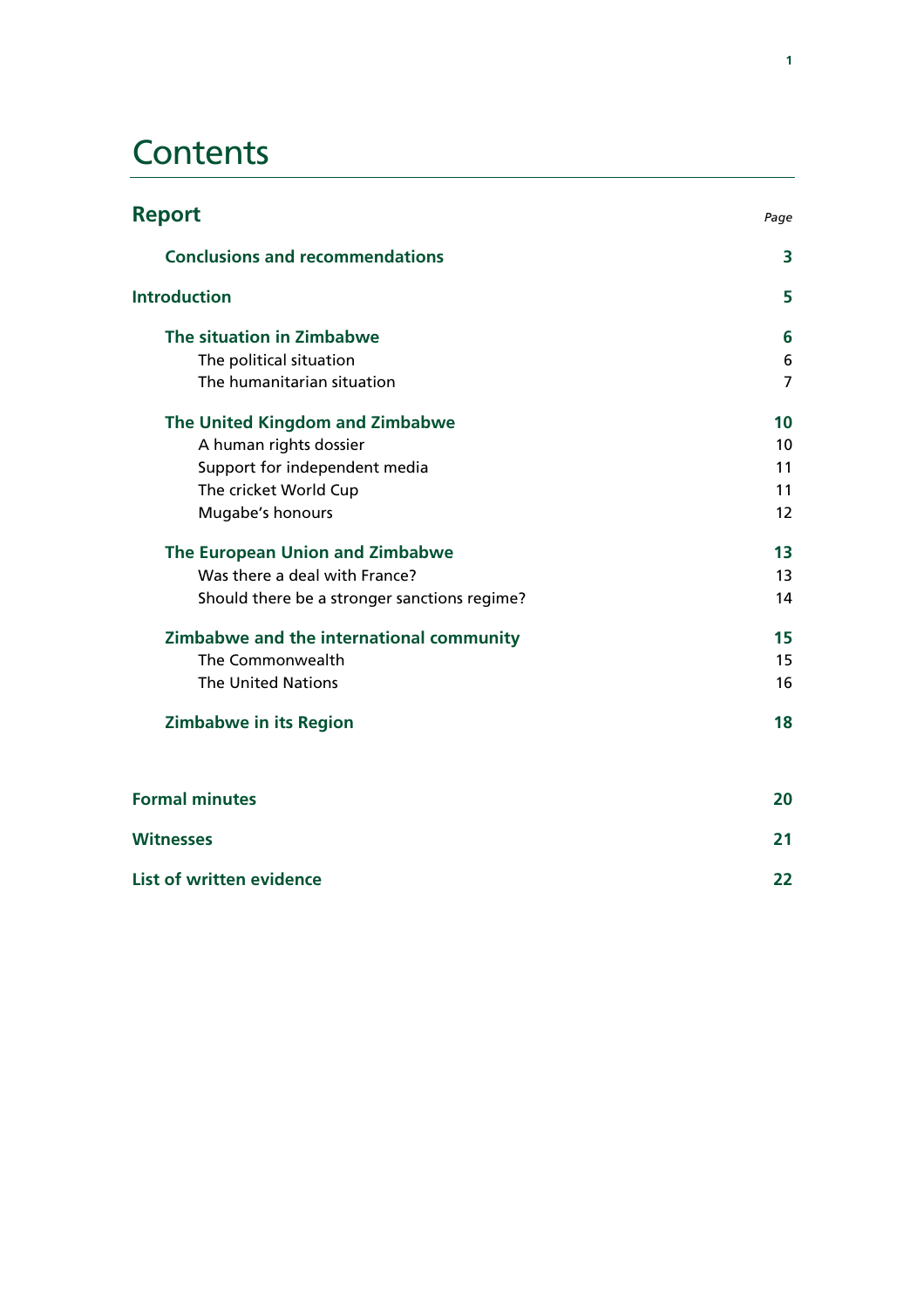# Contents

| Report | Page |
|---|---|
| **Conclusions and recommendations** | **3** |
| **Introduction** | **5** |
| **The situation in Zimbabwe** | **6** |
| The political situation | 6 |
| The humanitarian situation | 7 |
| **The United Kingdom and Zimbabwe** | **10** |
| A human rights dossier | 10 |
| Support for independent media | 11 |
| The cricket World Cup | 11 |
| Mugabe's honours | 12 |
| **The European Union and Zimbabwe** | **13** |
| Was there a deal with France? | 13 |
| Should there be a stronger sanctions regime? | 14 |
| **Zimbabwe and the international community** | **15** |
| The Commonwealth | 15 |
| The United Nations | 16 |
| **Zimbabwe in its Region** | **18** |
| **Formal minutes** | **20** |
| **Witnesses** | **21** |
| **List of written evidence** | **22** |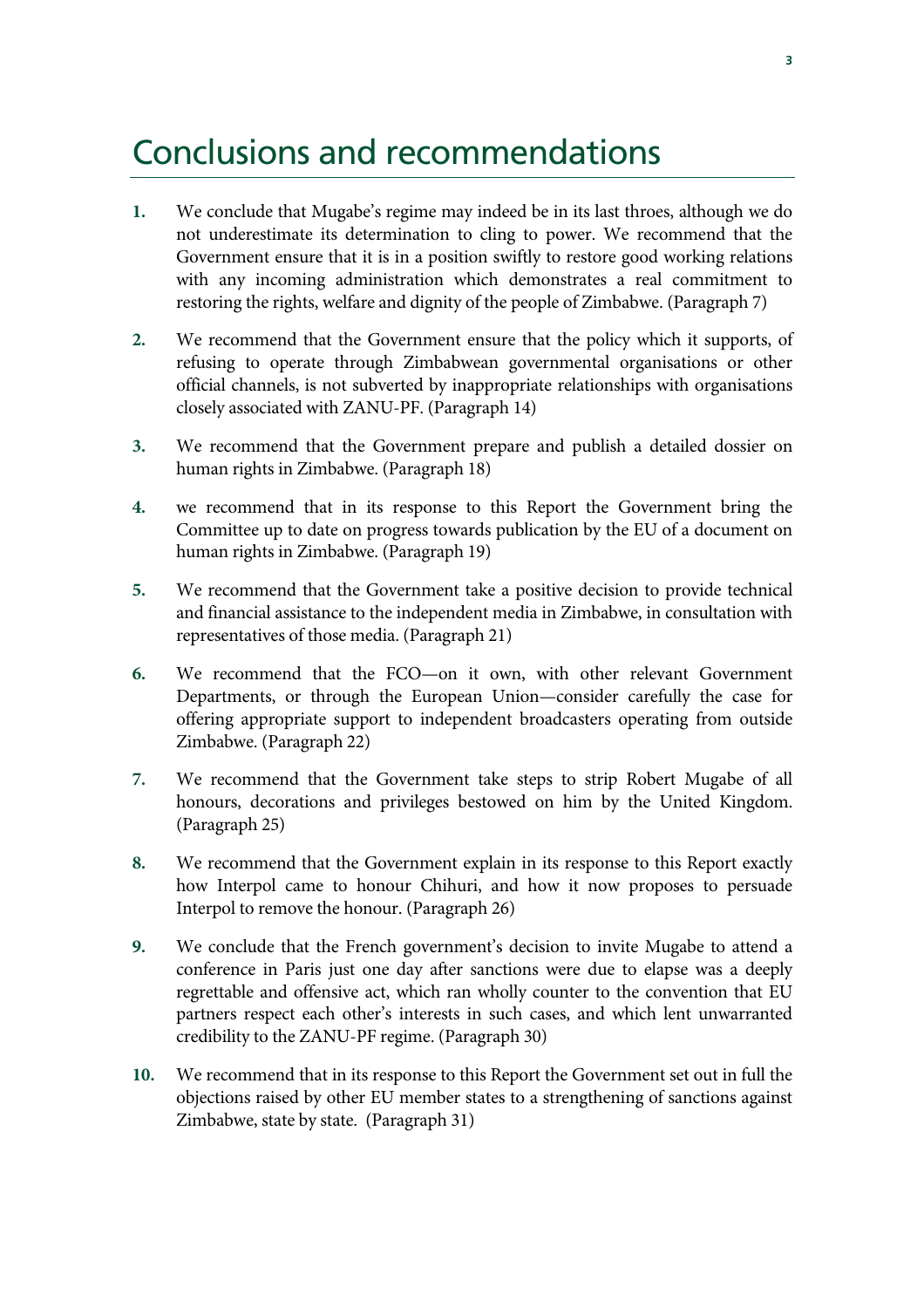# Conclusions and recommendations

1. We conclude that Mugabe's regime may indeed be in its last throes, although we do not underestimate its determination to cling to power. We recommend that the Government ensure that it is in a position swiftly to restore good working relations with any incoming administration which demonstrates a real commitment to restoring the rights, welfare and dignity of the people of Zimbabwe. (Paragraph 7)

2. We recommend that the Government ensure that the policy which it supports, of refusing to operate through Zimbabwean governmental organisations or other official channels, is not subverted by inappropriate relationships with organisations closely associated with ZANU-PF. (Paragraph 14)

3. We recommend that the Government prepare and publish a detailed dossier on human rights in Zimbabwe. (Paragraph 18)

4. we recommend that in its response to this Report the Government bring the Committee up to date on progress towards publication by the EU of a document on human rights in Zimbabwe. (Paragraph 19)

5. We recommend that the Government take a positive decision to provide technical and financial assistance to the independent media in Zimbabwe, in consultation with representatives of those media. (Paragraph 21)

6. We recommend that the FCO—on it own, with other relevant Government Departments, or through the European Union—consider carefully the case for offering appropriate support to independent broadcasters operating from outside Zimbabwe. (Paragraph 22)

7. We recommend that the Government take steps to strip Robert Mugabe of all honours, decorations and privileges bestowed on him by the United Kingdom. (Paragraph 25)

8. We recommend that the Government explain in its response to this Report exactly how Interpol came to honour Chihuri, and how it now proposes to persuade Interpol to remove the honour. (Paragraph 26)

9. We conclude that the French government's decision to invite Mugabe to attend a conference in Paris just one day after sanctions were due to elapse was a deeply regrettable and offensive act, which ran wholly counter to the convention that EU partners respect each other's interests in such cases, and which lent unwarranted credibility to the ZANU-PF regime. (Paragraph 30)

10. We recommend that in its response to this Report the Government set out in full the objections raised by other EU member states to a strengthening of sanctions against Zimbabwe, state by state. (Paragraph 31)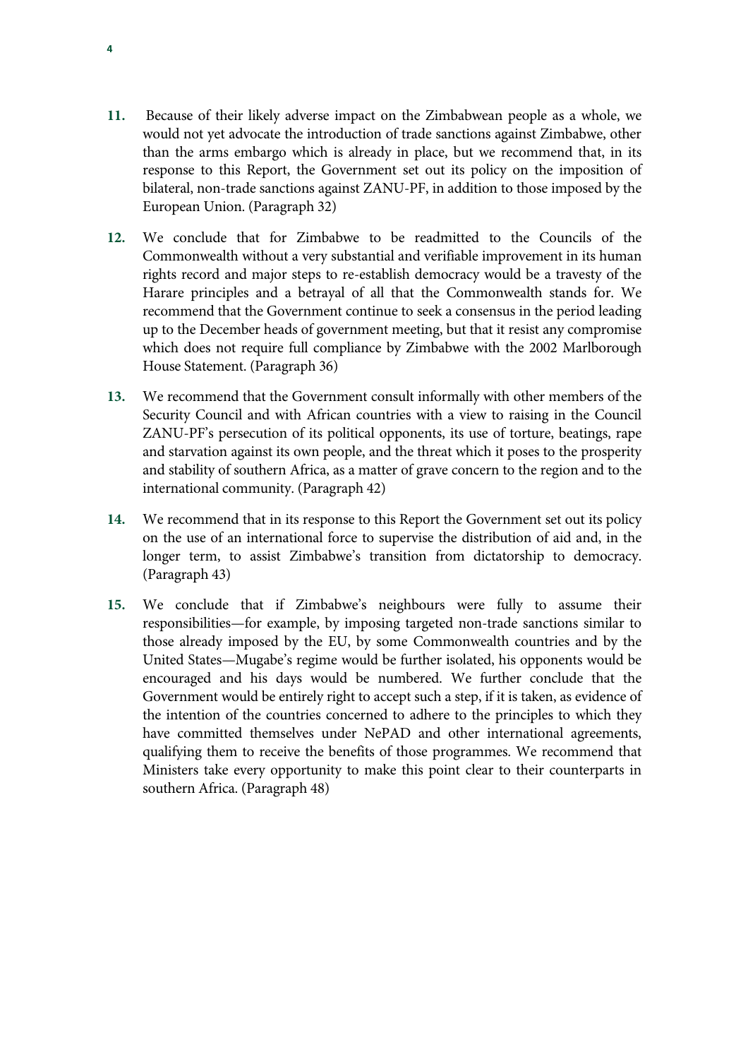**11.** Because of their likely adverse impact on the Zimbabwean people as a whole, we would not yet advocate the introduction of trade sanctions against Zimbabwe, other than the arms embargo which is already in place, but we recommend that, in its response to this Report, the Government set out its policy on the imposition of bilateral, non-trade sanctions against ZANU-PF, in addition to those imposed by the European Union. (Paragraph 32)

**12.** We conclude that for Zimbabwe to be readmitted to the Councils of the Commonwealth without a very substantial and verifiable improvement in its human rights record and major steps to re-establish democracy would be a travesty of the Harare principles and a betrayal of all that the Commonwealth stands for. We recommend that the Government continue to seek a consensus in the period leading up to the December heads of government meeting, but that it resist any compromise which does not require full compliance by Zimbabwe with the 2002 Marlborough House Statement. (Paragraph 36)

**13.** We recommend that the Government consult informally with other members of the Security Council and with African countries with a view to raising in the Council ZANU-PF's persecution of its political opponents, its use of torture, beatings, rape and starvation against its own people, and the threat which it poses to the prosperity and stability of southern Africa, as a matter of grave concern to the region and to the international community. (Paragraph 42)

**14.** We recommend that in its response to this Report the Government set out its policy on the use of an international force to supervise the distribution of aid and, in the longer term, to assist Zimbabwe's transition from dictatorship to democracy. (Paragraph 43)

**15.** We conclude that if Zimbabwe's neighbours were fully to assume their responsibilities—for example, by imposing targeted non-trade sanctions similar to those already imposed by the EU, by some Commonwealth countries and by the United States—Mugabe's regime would be further isolated, his opponents would be encouraged and his days would be numbered. We further conclude that the Government would be entirely right to accept such a step, if it is taken, as evidence of the intention of the countries concerned to adhere to the principles to which they have committed themselves under NePAD and other international agreements, qualifying them to receive the benefits of those programmes. We recommend that Ministers take every opportunity to make this point clear to their counterparts in southern Africa. (Paragraph 48)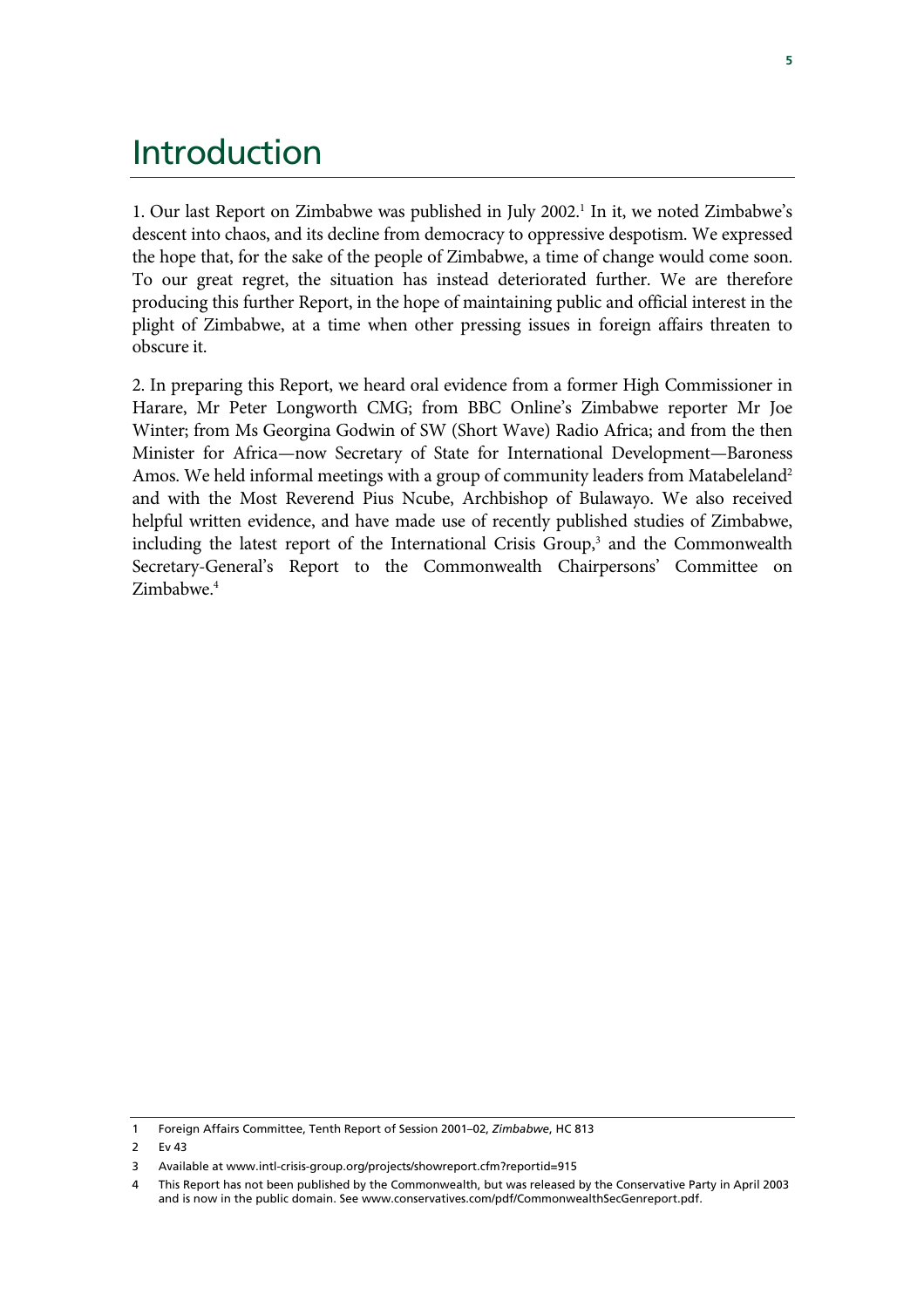# Introduction

1. Our last Report on Zimbabwe was published in July 2002.[1] In it, we noted Zimbabwe's descent into chaos, and its decline from democracy to oppressive despotism. We expressed the hope that, for the sake of the people of Zimbabwe, a time of change would come soon. To our great regret, the situation has instead deteriorated further. We are therefore producing this further Report, in the hope of maintaining public and official interest in the plight of Zimbabwe, at a time when other pressing issues in foreign affairs threaten to obscure it.

2. In preparing this Report, we heard oral evidence from a former High Commissioner in Harare, Mr Peter Longworth CMG; from BBC Online's Zimbabwe reporter Mr Joe Winter; from Ms Georgina Godwin of SW (Short Wave) Radio Africa; and from the then Minister for Africa—now Secretary of State for International Development—Baroness Amos. We held informal meetings with a group of community leaders from Matabeleland[2] and with the Most Reverend Pius Ncube, Archbishop of Bulawayo. We also received helpful written evidence, and have made use of recently published studies of Zimbabwe, including the latest report of the International Crisis Group,[3] and the Commonwealth Secretary-General's Report to the Commonwealth Chairpersons' Committee on Zimbabwe.[4]

1 Foreign Affairs Committee, Tenth Report of Session 2001–02, *Zimbabwe*, HC 813

2 Ev 43

3 Available at www.intl-crisis-group.org/projects/showreport.cfm?reportid=915

4 This Report has not been published by the Commonwealth, but was released by the Conservative Party in April 2003 and is now in the public domain. See www.conservatives.com/pdf/CommonwealthSecGenreport.pdf.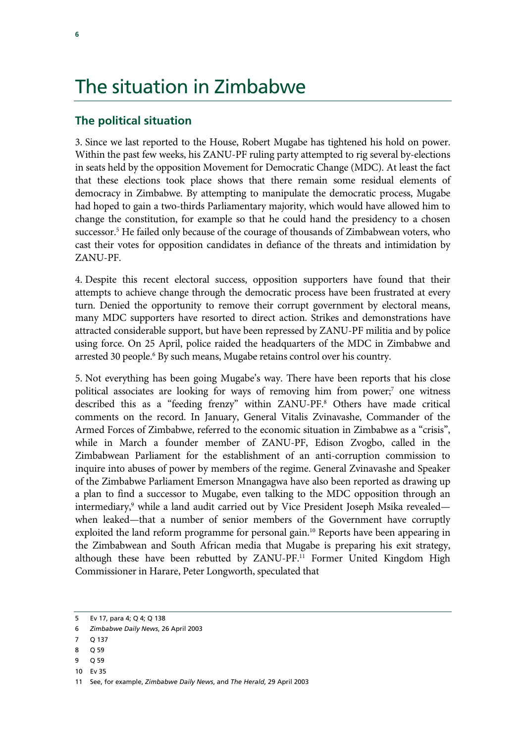# The situation in Zimbabwe

## The political situation

3. Since we last reported to the House, Robert Mugabe has tightened his hold on power. Within the past few weeks, his ZANU-PF ruling party attempted to rig several by-elections in seats held by the opposition Movement for Democratic Change (MDC). At least the fact that these elections took place shows that there remain some residual elements of democracy in Zimbabwe. By attempting to manipulate the democratic process, Mugabe had hoped to gain a two-thirds Parliamentary majority, which would have allowed him to change the constitution, for example so that he could hand the presidency to a chosen successor.[5] He failed only because of the courage of thousands of Zimbabwean voters, who cast their votes for opposition candidates in defiance of the threats and intimidation by ZANU-PF.

4. Despite this recent electoral success, opposition supporters have found that their attempts to achieve change through the democratic process have been frustrated at every turn. Denied the opportunity to remove their corrupt government by electoral means, many MDC supporters have resorted to direct action. Strikes and demonstrations have attracted considerable support, but have been repressed by ZANU-PF militia and by police using force. On 25 April, police raided the headquarters of the MDC in Zimbabwe and arrested 30 people.[6] By such means, Mugabe retains control over his country.

5. Not everything has been going Mugabe's way. There have been reports that his close political associates are looking for ways of removing him from power;[7] one witness described this as a "feeding frenzy" within ZANU-PF.[8] Others have made critical comments on the record. In January, General Vitalis Zvinavashe, Commander of the Armed Forces of Zimbabwe, referred to the economic situation in Zimbabwe as a "crisis", while in March a founder member of ZANU-PF, Edison Zvogbo, called in the Zimbabwean Parliament for the establishment of an anti-corruption commission to inquire into abuses of power by members of the regime. General Zvinavashe and Speaker of the Zimbabwe Parliament Emerson Mnangagwa have also been reported as drawing up a plan to find a successor to Mugabe, even talking to the MDC opposition through an intermediary,[9] while a land audit carried out by Vice President Joseph Msika revealed—when leaked—that a number of senior members of the Government have corruptly exploited the land reform programme for personal gain.[10] Reports have been appearing in the Zimbabwean and South African media that Mugabe is preparing his exit strategy, although these have been rebutted by ZANU-PF.[11] Former United Kingdom High Commissioner in Harare, Peter Longworth, speculated that

---

5 Ev 17, para 4; Q 4; Q 138

6 *Zimbabwe Daily News*, 26 April 2003

7 Q 137

8 Q 59

9 Q 59

10 Ev 35

11 See, for example, *Zimbabwe Daily News*, and *The Herald*, 29 April 2003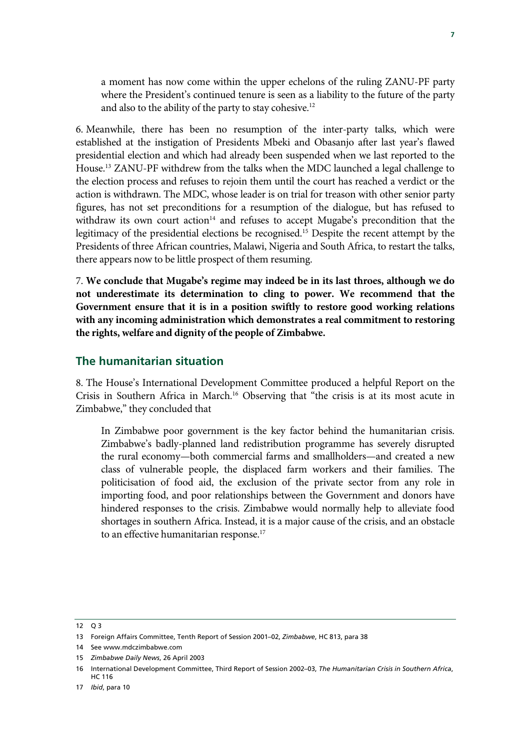a moment has now come within the upper echelons of the ruling ZANU-PF party where the President's continued tenure is seen as a liability to the future of the party and also to the ability of the party to stay cohesive.[12]

6. Meanwhile, there has been no resumption of the inter-party talks, which were established at the instigation of Presidents Mbeki and Obasanjo after last year's flawed presidential election and which had already been suspended when we last reported to the House.[13] ZANU-PF withdrew from the talks when the MDC launched a legal challenge to the election process and refuses to rejoin them until the court has reached a verdict or the action is withdrawn. The MDC, whose leader is on trial for treason with other senior party figures, has not set preconditions for a resumption of the dialogue, but has refused to withdraw its own court action[14] and refuses to accept Mugabe's precondition that the legitimacy of the presidential elections be recognised.[15] Despite the recent attempt by the Presidents of three African countries, Malawi, Nigeria and South Africa, to restart the talks, there appears now to be little prospect of them resuming.

7. **We conclude that Mugabe's regime may indeed be in its last throes, although we do not underestimate its determination to cling to power. We recommend that the Government ensure that it is in a position swiftly to restore good working relations with any incoming administration which demonstrates a real commitment to restoring the rights, welfare and dignity of the people of Zimbabwe.**

## The humanitarian situation

8. The House's International Development Committee produced a helpful Report on the Crisis in Southern Africa in March.[16] Observing that "the crisis is at its most acute in Zimbabwe," they concluded that

> In Zimbabwe poor government is the key factor behind the humanitarian crisis. Zimbabwe's badly-planned land redistribution programme has severely disrupted the rural economy—both commercial farms and smallholders—and created a new class of vulnerable people, the displaced farm workers and their families. The politicisation of food aid, the exclusion of the private sector from any role in importing food, and poor relationships between the Government and donors have hindered responses to the crisis. Zimbabwe would normally help to alleviate food shortages in southern Africa. Instead, it is a major cause of the crisis, and an obstacle to an effective humanitarian response.[17]

---

12 Q 3

13 Foreign Affairs Committee, Tenth Report of Session 2001–02, *Zimbabwe*, HC 813, para 38

14 See www.mdczimbabwe.com

15 *Zimbabwe Daily News*, 26 April 2003

16 International Development Committee, Third Report of Session 2002–03, *The Humanitarian Crisis in Southern Africa*, HC 116

17 *Ibid*, para 10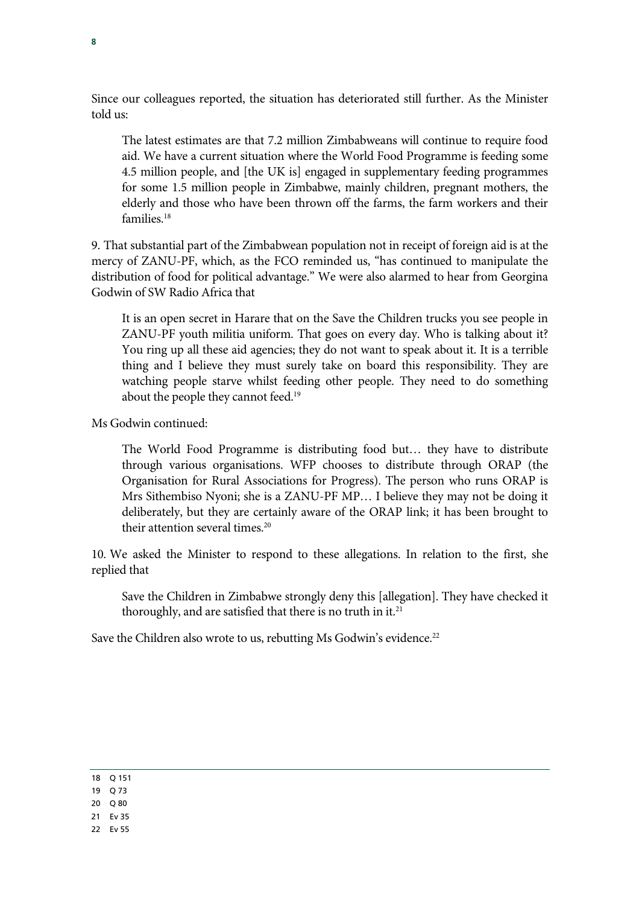Since our colleagues reported, the situation has deteriorated still further. As the Minister told us:

> The latest estimates are that 7.2 million Zimbabweans will continue to require food aid. We have a current situation where the World Food Programme is feeding some 4.5 million people, and [the UK is] engaged in supplementary feeding programmes for some 1.5 million people in Zimbabwe, mainly children, pregnant mothers, the elderly and those who have been thrown off the farms, the farm workers and their families.[18]

9. That substantial part of the Zimbabwean population not in receipt of foreign aid is at the mercy of ZANU-PF, which, as the FCO reminded us, "has continued to manipulate the distribution of food for political advantage." We were also alarmed to hear from Georgina Godwin of SW Radio Africa that

> It is an open secret in Harare that on the Save the Children trucks you see people in ZANU-PF youth militia uniform. That goes on every day. Who is talking about it? You ring up all these aid agencies; they do not want to speak about it. It is a terrible thing and I believe they must surely take on board this responsibility. They are watching people starve whilst feeding other people. They need to do something about the people they cannot feed.[19]

Ms Godwin continued:

> The World Food Programme is distributing food but… they have to distribute through various organisations. WFP chooses to distribute through ORAP (the Organisation for Rural Associations for Progress). The person who runs ORAP is Mrs Sithembiso Nyoni; she is a ZANU-PF MP… I believe they may not be doing it deliberately, but they are certainly aware of the ORAP link; it has been brought to their attention several times.[20]

10. We asked the Minister to respond to these allegations. In relation to the first, she replied that

> Save the Children in Zimbabwe strongly deny this [allegation]. They have checked it thoroughly, and are satisfied that there is no truth in it.[21]

Save the Children also wrote to us, rebutting Ms Godwin's evidence.[22]

---

18 Q 151

19 Q 73

20 Q 80

21 Ev 35

22 Ev 55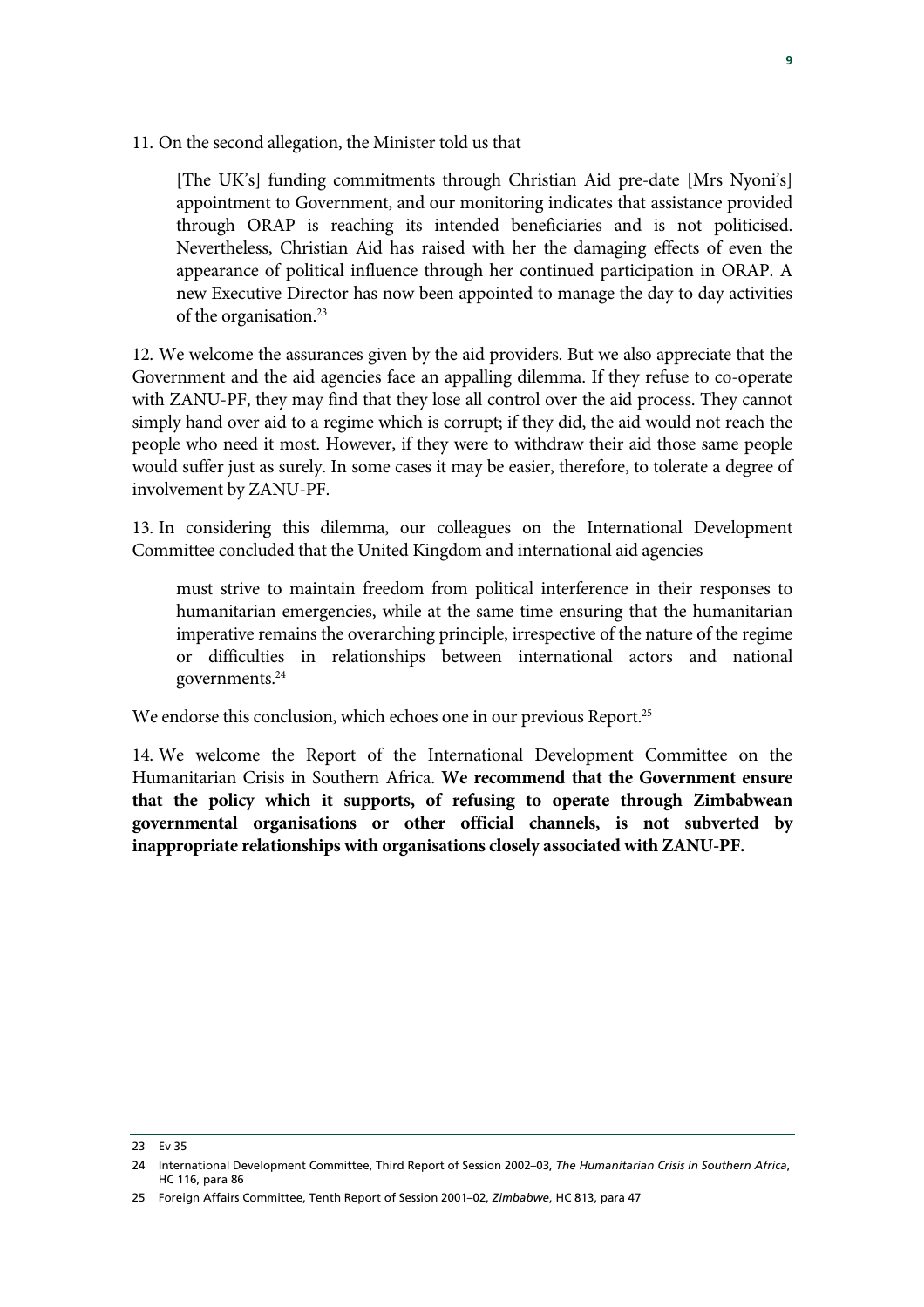11. On the second allegation, the Minister told us that

> [The UK's] funding commitments through Christian Aid pre-date [Mrs Nyoni's] appointment to Government, and our monitoring indicates that assistance provided through ORAP is reaching its intended beneficiaries and is not politicised. Nevertheless, Christian Aid has raised with her the damaging effects of even the appearance of political influence through her continued participation in ORAP. A new Executive Director has now been appointed to manage the day to day activities of the organisation.[23]

12. We welcome the assurances given by the aid providers. But we also appreciate that the Government and the aid agencies face an appalling dilemma. If they refuse to co-operate with ZANU-PF, they may find that they lose all control over the aid process. They cannot simply hand over aid to a regime which is corrupt; if they did, the aid would not reach the people who need it most. However, if they were to withdraw their aid those same people would suffer just as surely. In some cases it may be easier, therefore, to tolerate a degree of involvement by ZANU-PF.

13. In considering this dilemma, our colleagues on the International Development Committee concluded that the United Kingdom and international aid agencies

> must strive to maintain freedom from political interference in their responses to humanitarian emergencies, while at the same time ensuring that the humanitarian imperative remains the overarching principle, irrespective of the nature of the regime or difficulties in relationships between international actors and national governments.[24]

We endorse this conclusion, which echoes one in our previous Report.[25]

14. We welcome the Report of the International Development Committee on the Humanitarian Crisis in Southern Africa. **We recommend that the Government ensure that the policy which it supports, of refusing to operate through Zimbabwean governmental organisations or other official channels, is not subverted by inappropriate relationships with organisations closely associated with ZANU-PF.**

---

23 Ev 35

24 International Development Committee, Third Report of Session 2002–03, *The Humanitarian Crisis in Southern Africa*, HC 116, para 86

25 Foreign Affairs Committee, Tenth Report of Session 2001–02, *Zimbabwe*, HC 813, para 47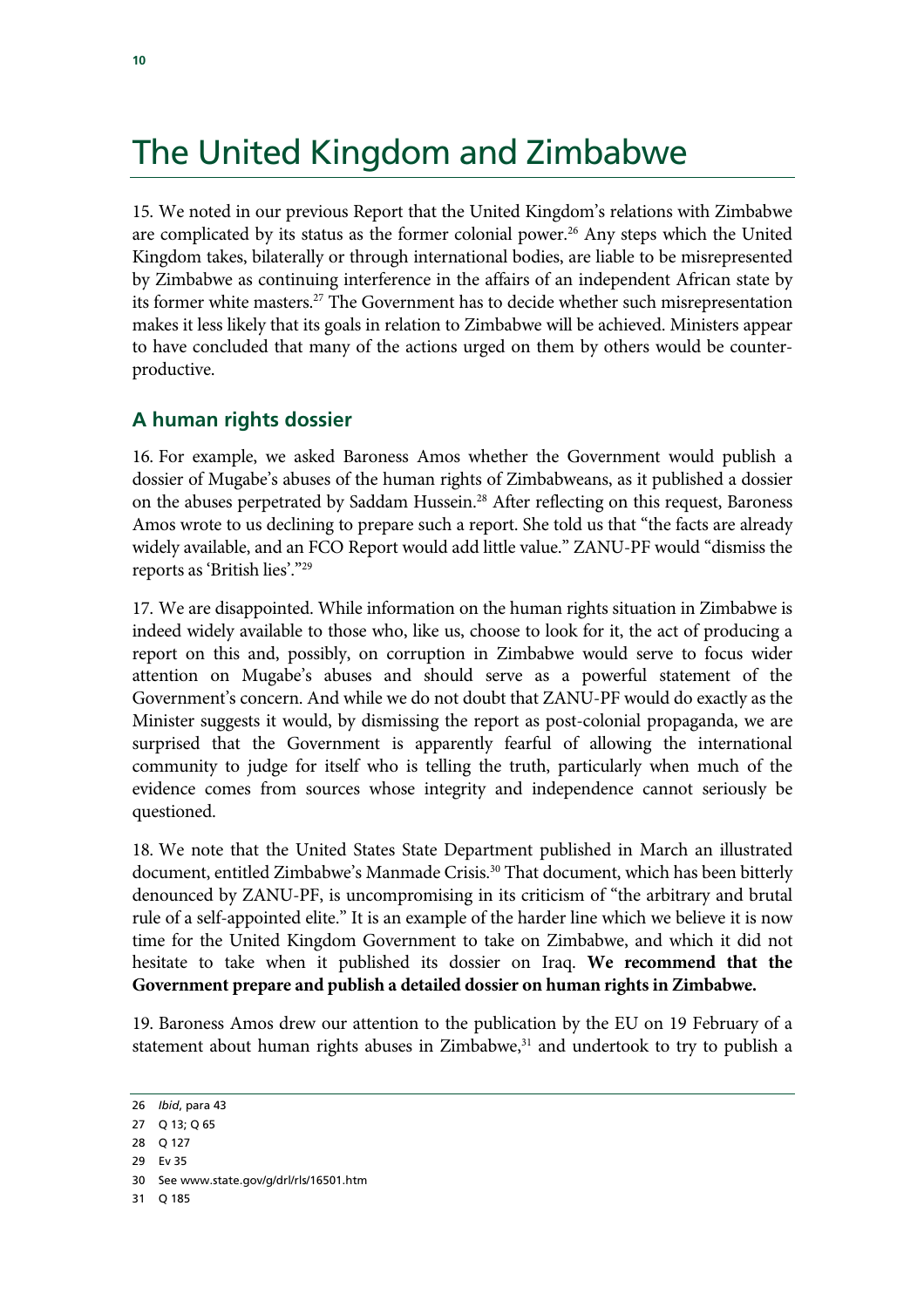# The United Kingdom and Zimbabwe

15. We noted in our previous Report that the United Kingdom's relations with Zimbabwe are complicated by its status as the former colonial power.[26] Any steps which the United Kingdom takes, bilaterally or through international bodies, are liable to be misrepresented by Zimbabwe as continuing interference in the affairs of an independent African state by its former white masters.[27] The Government has to decide whether such misrepresentation makes it less likely that its goals in relation to Zimbabwe will be achieved. Ministers appear to have concluded that many of the actions urged on them by others would be counter-productive.

## A human rights dossier

16. For example, we asked Baroness Amos whether the Government would publish a dossier of Mugabe's abuses of the human rights of Zimbabweans, as it published a dossier on the abuses perpetrated by Saddam Hussein.[28] After reflecting on this request, Baroness Amos wrote to us declining to prepare such a report. She told us that "the facts are already widely available, and an FCO Report would add little value." ZANU-PF would "dismiss the reports as 'British lies'."[29]

17. We are disappointed. While information on the human rights situation in Zimbabwe is indeed widely available to those who, like us, choose to look for it, the act of producing a report on this and, possibly, on corruption in Zimbabwe would serve to focus wider attention on Mugabe's abuses and should serve as a powerful statement of the Government's concern. And while we do not doubt that ZANU-PF would do exactly as the Minister suggests it would, by dismissing the report as post-colonial propaganda, we are surprised that the Government is apparently fearful of allowing the international community to judge for itself who is telling the truth, particularly when much of the evidence comes from sources whose integrity and independence cannot seriously be questioned.

18. We note that the United States State Department published in March an illustrated document, entitled Zimbabwe's Manmade Crisis.[30] That document, which has been bitterly denounced by ZANU-PF, is uncompromising in its criticism of "the arbitrary and brutal rule of a self-appointed elite." It is an example of the harder line which we believe it is now time for the United Kingdom Government to take on Zimbabwe, and which it did not hesitate to take when it published its dossier on Iraq. **We recommend that the Government prepare and publish a detailed dossier on human rights in Zimbabwe.**

19. Baroness Amos drew our attention to the publication by the EU on 19 February of a statement about human rights abuses in Zimbabwe,[31] and undertook to try to publish a

---

26 *Ibid*, para 43

27 Q 13; Q 65

28 Q 127

29 Ev 35

30 See www.state.gov/g/drl/rls/16501.htm

31 Q 185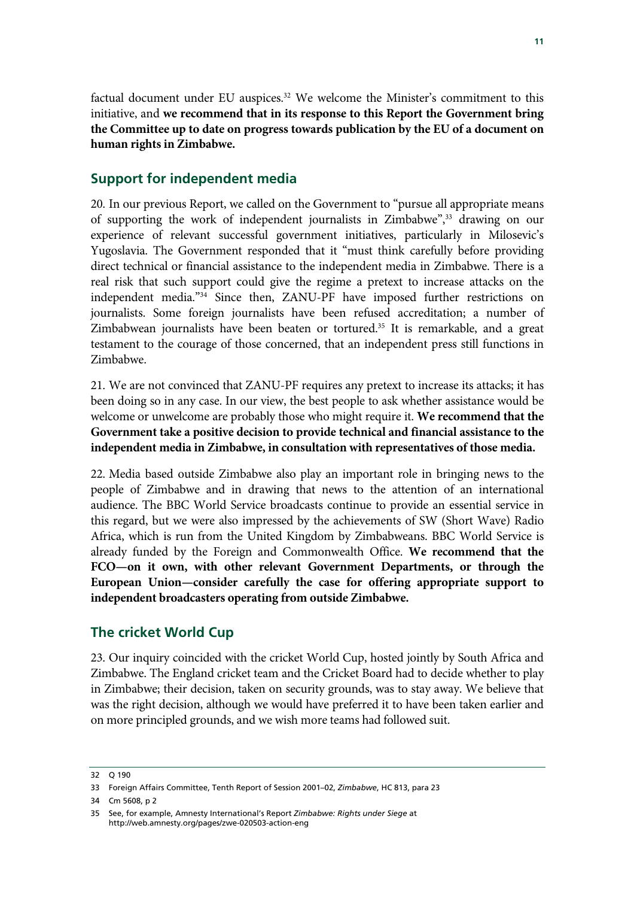factual document under EU auspices.[32] We welcome the Minister's commitment to this initiative, and **we recommend that in its response to this Report the Government bring the Committee up to date on progress towards publication by the EU of a document on human rights in Zimbabwe.**

## Support for independent media

20. In our previous Report, we called on the Government to "pursue all appropriate means of supporting the work of independent journalists in Zimbabwe",[33] drawing on our experience of relevant successful government initiatives, particularly in Milosevic's Yugoslavia. The Government responded that it "must think carefully before providing direct technical or financial assistance to the independent media in Zimbabwe. There is a real risk that such support could give the regime a pretext to increase attacks on the independent media."[34] Since then, ZANU-PF have imposed further restrictions on journalists. Some foreign journalists have been refused accreditation; a number of Zimbabwean journalists have been beaten or tortured.[35] It is remarkable, and a great testament to the courage of those concerned, that an independent press still functions in Zimbabwe.

21. We are not convinced that ZANU-PF requires any pretext to increase its attacks; it has been doing so in any case. In our view, the best people to ask whether assistance would be welcome or unwelcome are probably those who might require it. **We recommend that the Government take a positive decision to provide technical and financial assistance to the independent media in Zimbabwe, in consultation with representatives of those media.**

22. Media based outside Zimbabwe also play an important role in bringing news to the people of Zimbabwe and in drawing that news to the attention of an international audience. The BBC World Service broadcasts continue to provide an essential service in this regard, but we were also impressed by the achievements of SW (Short Wave) Radio Africa, which is run from the United Kingdom by Zimbabweans. BBC World Service is already funded by the Foreign and Commonwealth Office. **We recommend that the FCO—on it own, with other relevant Government Departments, or through the European Union—consider carefully the case for offering appropriate support to independent broadcasters operating from outside Zimbabwe.**

## The cricket World Cup

23. Our inquiry coincided with the cricket World Cup, hosted jointly by South Africa and Zimbabwe. The England cricket team and the Cricket Board had to decide whether to play in Zimbabwe; their decision, taken on security grounds, was to stay away. We believe that was the right decision, although we would have preferred it to have been taken earlier and on more principled grounds, and we wish more teams had followed suit.

---

32 Q 190

33 Foreign Affairs Committee, Tenth Report of Session 2001–02, *Zimbabwe*, HC 813, para 23

34 Cm 5608, p 2

35 See, for example, Amnesty International's Report *Zimbabwe: Rights under Siege* at http://web.amnesty.org/pages/zwe-020503-action-eng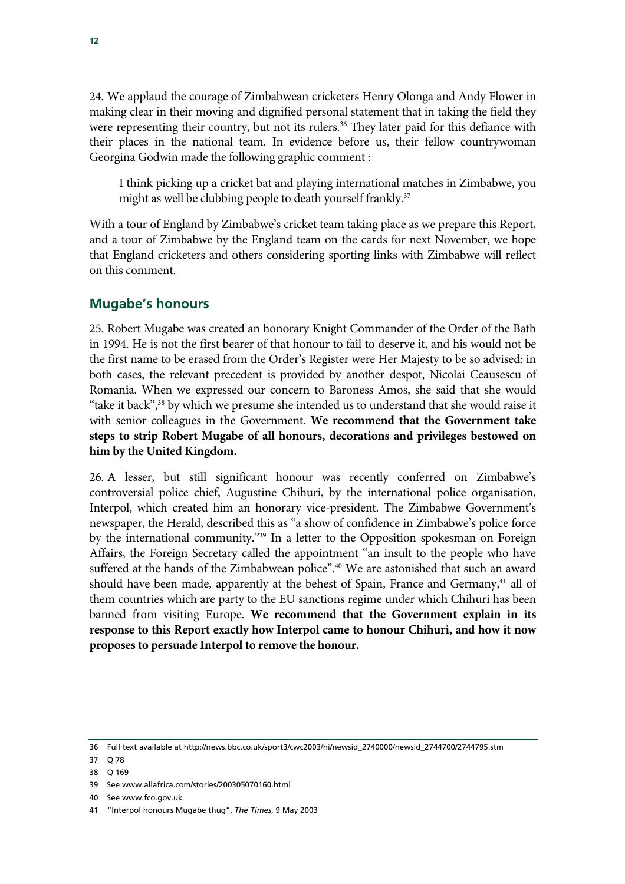24. We applaud the courage of Zimbabwean cricketers Henry Olonga and Andy Flower in making clear in their moving and dignified personal statement that in taking the field they were representing their country, but not its rulers.[36] They later paid for this defiance with their places in the national team. In evidence before us, their fellow countrywoman Georgina Godwin made the following graphic comment :

> I think picking up a cricket bat and playing international matches in Zimbabwe, you might as well be clubbing people to death yourself frankly.[37]

With a tour of England by Zimbabwe's cricket team taking place as we prepare this Report, and a tour of Zimbabwe by the England team on the cards for next November, we hope that England cricketers and others considering sporting links with Zimbabwe will reflect on this comment.

## Mugabe's honours

25. Robert Mugabe was created an honorary Knight Commander of the Order of the Bath in 1994. He is not the first bearer of that honour to fail to deserve it, and his would not be the first name to be erased from the Order's Register were Her Majesty to be so advised: in both cases, the relevant precedent is provided by another despot, Nicolai Ceausescu of Romania. When we expressed our concern to Baroness Amos, she said that she would "take it back",[38] by which we presume she intended us to understand that she would raise it with senior colleagues in the Government. **We recommend that the Government take steps to strip Robert Mugabe of all honours, decorations and privileges bestowed on him by the United Kingdom.**

26. A lesser, but still significant honour was recently conferred on Zimbabwe's controversial police chief, Augustine Chihuri, by the international police organisation, Interpol, which created him an honorary vice-president. The Zimbabwe Government's newspaper, the Herald, described this as "a show of confidence in Zimbabwe's police force by the international community."[39] In a letter to the Opposition spokesman on Foreign Affairs, the Foreign Secretary called the appointment "an insult to the people who have suffered at the hands of the Zimbabwean police".[40] We are astonished that such an award should have been made, apparently at the behest of Spain, France and Germany,[41] all of them countries which are party to the EU sanctions regime under which Chihuri has been banned from visiting Europe. **We recommend that the Government explain in its response to this Report exactly how Interpol came to honour Chihuri, and how it now proposes to persuade Interpol to remove the honour.**

---

36 Full text available at http://news.bbc.co.uk/sport3/cwc2003/hi/newsid_2740000/newsid_2744700/2744795.stm

37 Q 78

38 Q 169

39 See www.allafrica.com/stories/200305070160.html

40 See www.fco.gov.uk

41 "Interpol honours Mugabe thug", *The Times*, 9 May 2003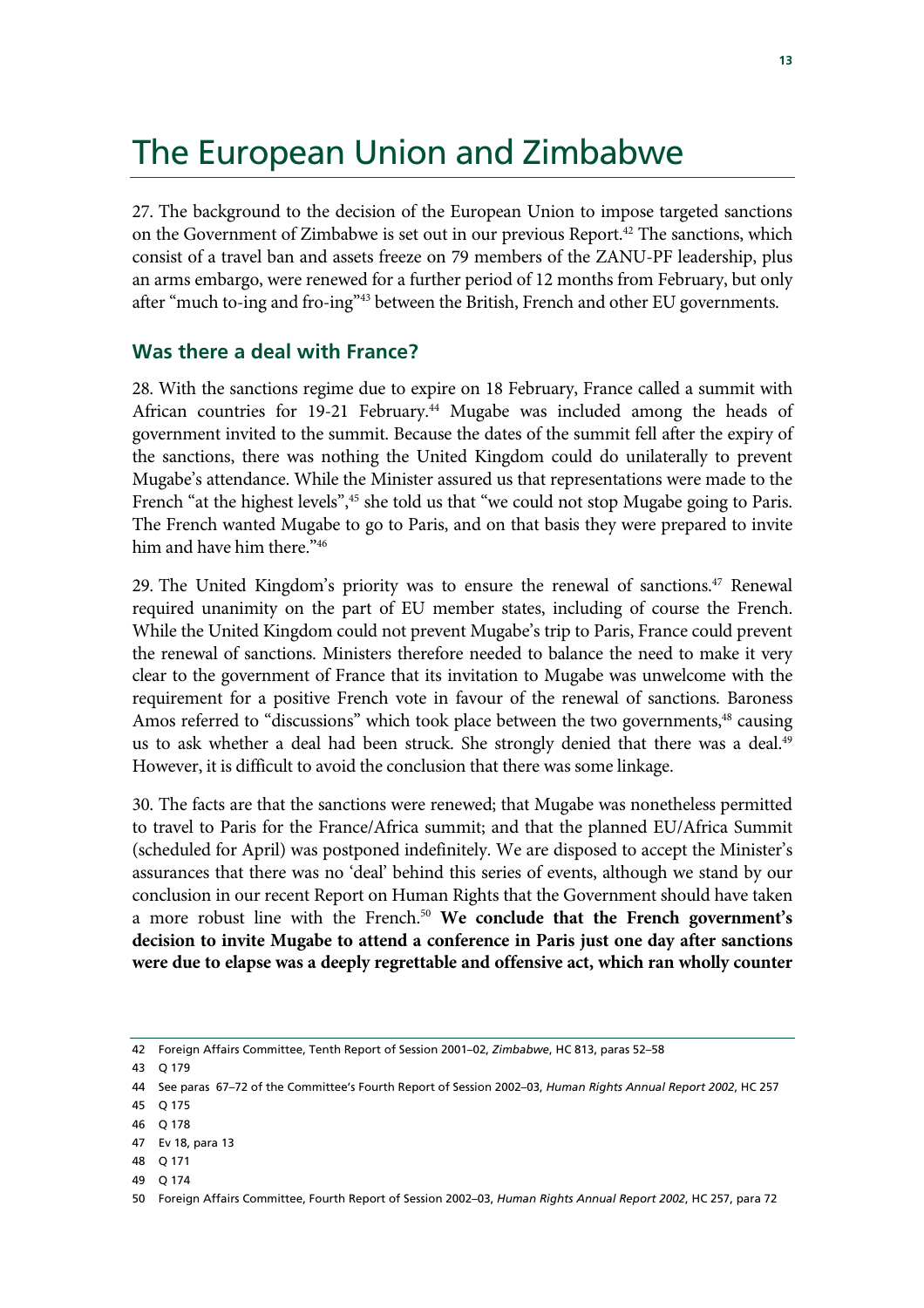# The European Union and Zimbabwe

27. The background to the decision of the European Union to impose targeted sanctions on the Government of Zimbabwe is set out in our previous Report.[42] The sanctions, which consist of a travel ban and assets freeze on 79 members of the ZANU-PF leadership, plus an arms embargo, were renewed for a further period of 12 months from February, but only after "much to-ing and fro-ing"[43] between the British, French and other EU governments.

## Was there a deal with France?

28. With the sanctions regime due to expire on 18 February, France called a summit with African countries for 19-21 February.[44] Mugabe was included among the heads of government invited to the summit. Because the dates of the summit fell after the expiry of the sanctions, there was nothing the United Kingdom could do unilaterally to prevent Mugabe's attendance. While the Minister assured us that representations were made to the French "at the highest levels",[45] she told us that "we could not stop Mugabe going to Paris. The French wanted Mugabe to go to Paris, and on that basis they were prepared to invite him and have him there."[46]

29. The United Kingdom's priority was to ensure the renewal of sanctions.[47] Renewal required unanimity on the part of EU member states, including of course the French. While the United Kingdom could not prevent Mugabe's trip to Paris, France could prevent the renewal of sanctions. Ministers therefore needed to balance the need to make it very clear to the government of France that its invitation to Mugabe was unwelcome with the requirement for a positive French vote in favour of the renewal of sanctions. Baroness Amos referred to "discussions" which took place between the two governments,[48] causing us to ask whether a deal had been struck. She strongly denied that there was a deal.[49] However, it is difficult to avoid the conclusion that there was some linkage.

30. The facts are that the sanctions were renewed; that Mugabe was nonetheless permitted to travel to Paris for the France/Africa summit; and that the planned EU/Africa Summit (scheduled for April) was postponed indefinitely. We are disposed to accept the Minister's assurances that there was no 'deal' behind this series of events, although we stand by our conclusion in our recent Report on Human Rights that the Government should have taken a more robust line with the French.[50] **We conclude that the French government's decision to invite Mugabe to attend a conference in Paris just one day after sanctions were due to elapse was a deeply regrettable and offensive act, which ran wholly counter**

---

42 Foreign Affairs Committee, Tenth Report of Session 2001–02, *Zimbabwe*, HC 813, paras 52–58

43 Q 179

44 See paras 67–72 of the Committee's Fourth Report of Session 2002–03, *Human Rights Annual Report 2002*, HC 257

45 Q 175

46 Q 178

47 Ev 18, para 13

48 Q 171

49 Q 174

50 Foreign Affairs Committee, Fourth Report of Session 2002–03, *Human Rights Annual Report 2002*, HC 257, para 72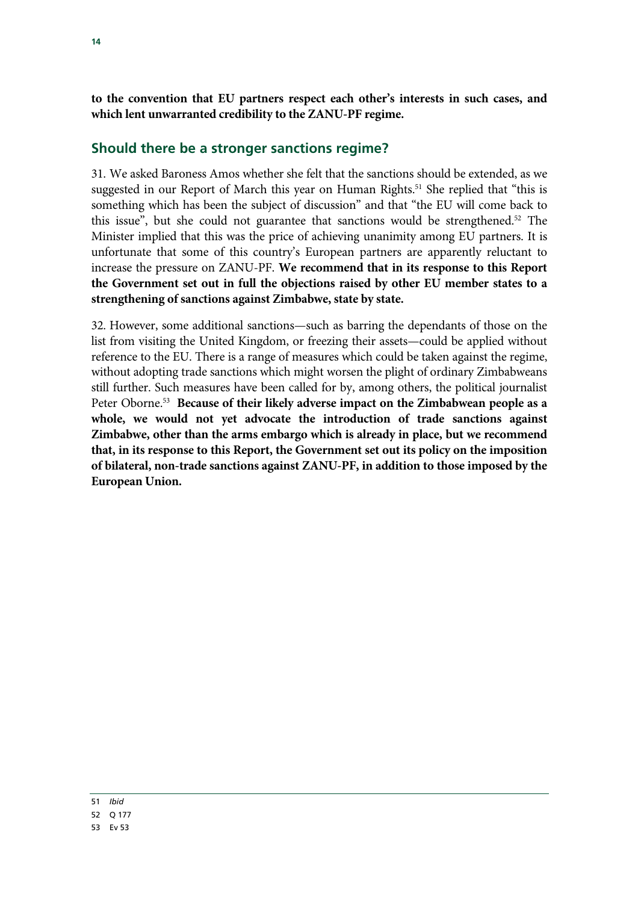**to the convention that EU partners respect each other's interests in such cases, and which lent unwarranted credibility to the ZANU-PF regime.**

## Should there be a stronger sanctions regime?

31. We asked Baroness Amos whether she felt that the sanctions should be extended, as we suggested in our Report of March this year on Human Rights.[51] She replied that "this is something which has been the subject of discussion" and that "the EU will come back to this issue", but she could not guarantee that sanctions would be strengthened.[52] The Minister implied that this was the price of achieving unanimity among EU partners. It is unfortunate that some of this country's European partners are apparently reluctant to increase the pressure on ZANU-PF. **We recommend that in its response to this Report the Government set out in full the objections raised by other EU member states to a strengthening of sanctions against Zimbabwe, state by state.**

32. However, some additional sanctions—such as barring the dependants of those on the list from visiting the United Kingdom, or freezing their assets—could be applied without reference to the EU. There is a range of measures which could be taken against the regime, without adopting trade sanctions which might worsen the plight of ordinary Zimbabweans still further. Such measures have been called for by, among others, the political journalist Peter Oborne.[53] **Because of their likely adverse impact on the Zimbabwean people as a whole, we would not yet advocate the introduction of trade sanctions against Zimbabwe, other than the arms embargo which is already in place, but we recommend that, in its response to this Report, the Government set out its policy on the imposition of bilateral, non-trade sanctions against ZANU-PF, in addition to those imposed by the European Union.**

---

51 *Ibid*

52 Q 177

53 Ev 53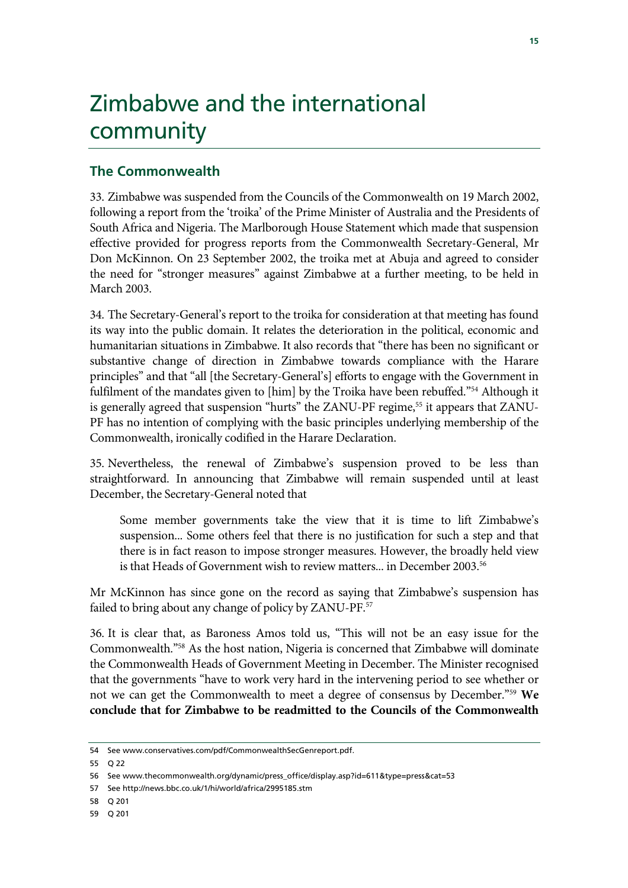# Zimbabwe and the international community

## The Commonwealth

33. Zimbabwe was suspended from the Councils of the Commonwealth on 19 March 2002, following a report from the 'troika' of the Prime Minister of Australia and the Presidents of South Africa and Nigeria. The Marlborough House Statement which made that suspension effective provided for progress reports from the Commonwealth Secretary-General, Mr Don McKinnon. On 23 September 2002, the troika met at Abuja and agreed to consider the need for "stronger measures" against Zimbabwe at a further meeting, to be held in March 2003.

34. The Secretary-General's report to the troika for consideration at that meeting has found its way into the public domain. It relates the deterioration in the political, economic and humanitarian situations in Zimbabwe. It also records that "there has been no significant or substantive change of direction in Zimbabwe towards compliance with the Harare principles" and that "all [the Secretary-General's] efforts to engage with the Government in fulfilment of the mandates given to [him] by the Troika have been rebuffed."[54] Although it is generally agreed that suspension "hurts" the ZANU-PF regime,[55] it appears that ZANU-PF has no intention of complying with the basic principles underlying membership of the Commonwealth, ironically codified in the Harare Declaration.

35. Nevertheless, the renewal of Zimbabwe's suspension proved to be less than straightforward. In announcing that Zimbabwe will remain suspended until at least December, the Secretary-General noted that

> Some member governments take the view that it is time to lift Zimbabwe's suspension... Some others feel that there is no justification for such a step and that there is in fact reason to impose stronger measures. However, the broadly held view is that Heads of Government wish to review matters... in December 2003.[56]

Mr McKinnon has since gone on the record as saying that Zimbabwe's suspension has failed to bring about any change of policy by ZANU-PF.[57]

36. It is clear that, as Baroness Amos told us, "This will not be an easy issue for the Commonwealth."[58] As the host nation, Nigeria is concerned that Zimbabwe will dominate the Commonwealth Heads of Government Meeting in December. The Minister recognised that the governments "have to work very hard in the intervening period to see whether or not we can get the Commonwealth to meet a degree of consensus by December."[59] **We conclude that for Zimbabwe to be readmitted to the Councils of the Commonwealth**

---

54 See www.conservatives.com/pdf/CommonwealthSecGenreport.pdf.

55 Q 22

56 See www.thecommonwealth.org/dynamic/press_office/display.asp?id=611&type=press&cat=53

57 See http://news.bbc.co.uk/1/hi/world/africa/2995185.stm

58 Q 201

59 Q 201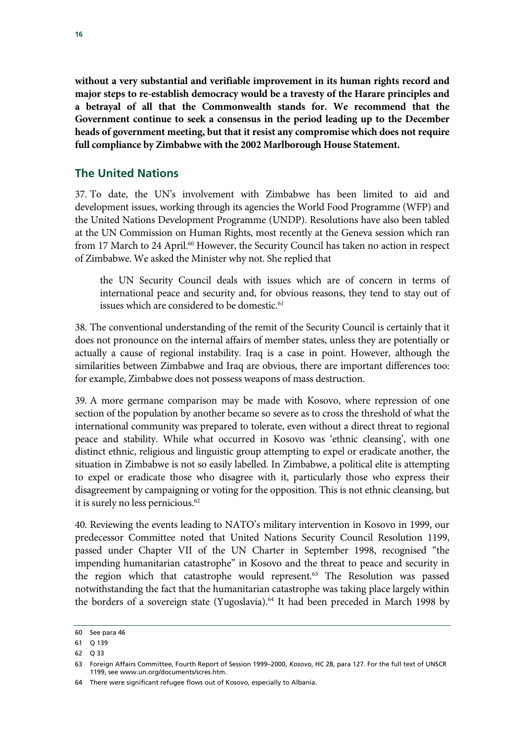**without a very substantial and verifiable improvement in its human rights record and major steps to re-establish democracy would be a travesty of the Harare principles and a betrayal of all that the Commonwealth stands for. We recommend that the Government continue to seek a consensus in the period leading up to the December heads of government meeting, but that it resist any compromise which does not require full compliance by Zimbabwe with the 2002 Marlborough House Statement.**

## The United Nations

37. To date, the UN's involvement with Zimbabwe has been limited to aid and development issues, working through its agencies the World Food Programme (WFP) and the United Nations Development Programme (UNDP). Resolutions have also been tabled at the UN Commission on Human Rights, most recently at the Geneva session which ran from 17 March to 24 April.[60] However, the Security Council has taken no action in respect of Zimbabwe. We asked the Minister why not. She replied that

> the UN Security Council deals with issues which are of concern in terms of international peace and security and, for obvious reasons, they tend to stay out of issues which are considered to be domestic.[61]

38. The conventional understanding of the remit of the Security Council is certainly that it does not pronounce on the internal affairs of member states, unless they are potentially or actually a cause of regional instability. Iraq is a case in point. However, although the similarities between Zimbabwe and Iraq are obvious, there are important differences too: for example, Zimbabwe does not possess weapons of mass destruction.

39. A more germane comparison may be made with Kosovo, where repression of one section of the population by another became so severe as to cross the threshold of what the international community was prepared to tolerate, even without a direct threat to regional peace and stability. While what occurred in Kosovo was 'ethnic cleansing', with one distinct ethnic, religious and linguistic group attempting to expel or eradicate another, the situation in Zimbabwe is not so easily labelled. In Zimbabwe, a political elite is attempting to expel or eradicate those who disagree with it, particularly those who express their disagreement by campaigning or voting for the opposition. This is not ethnic cleansing, but it is surely no less pernicious.[62]

40. Reviewing the events leading to NATO's military intervention in Kosovo in 1999, our predecessor Committee noted that United Nations Security Council Resolution 1199, passed under Chapter VII of the UN Charter in September 1998, recognised "the impending humanitarian catastrophe" in Kosovo and the threat to peace and security in the region which that catastrophe would represent.[63] The Resolution was passed notwithstanding the fact that the humanitarian catastrophe was taking place largely within the borders of a sovereign state (Yugoslavia).[64] It had been preceded in March 1998 by

---

60 See para 46

61 Q 139

62 Q 33

63 Foreign Affairs Committee, Fourth Report of Session 1999–2000, *Kosovo*, HC 28, para 127. For the full text of UNSCR 1199, see www.un.org/documents/scres.htm.

64 There were significant refugee flows out of Kosovo, especially to Albania.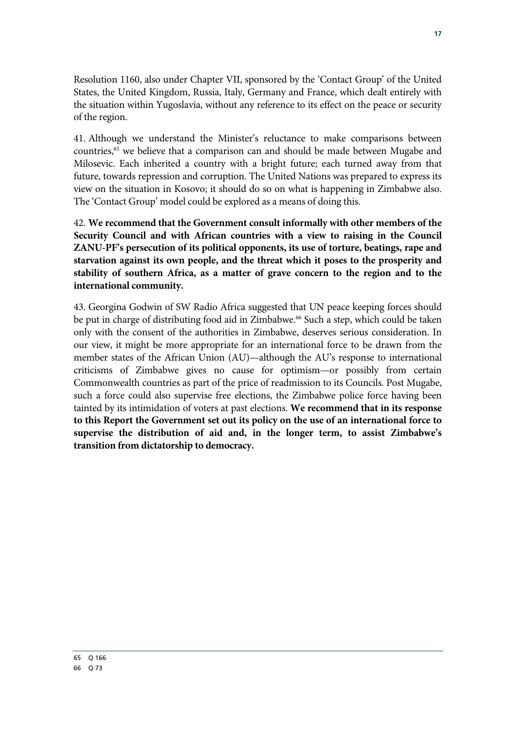Resolution 1160, also under Chapter VII, sponsored by the 'Contact Group' of the United States, the United Kingdom, Russia, Italy, Germany and France, which dealt entirely with the situation within Yugoslavia, without any reference to its effect on the peace or security of the region.

41. Although we understand the Minister's reluctance to make comparisons between countries,[65] we believe that a comparison can and should be made between Mugabe and Milosevic. Each inherited a country with a bright future; each turned away from that future, towards repression and corruption. The United Nations was prepared to express its view on the situation in Kosovo; it should do so on what is happening in Zimbabwe also. The 'Contact Group' model could be explored as a means of doing this.

42. **We recommend that the Government consult informally with other members of the Security Council and with African countries with a view to raising in the Council ZANU-PF's persecution of its political opponents, its use of torture, beatings, rape and starvation against its own people, and the threat which it poses to the prosperity and stability of southern Africa, as a matter of grave concern to the region and to the international community.**

43. Georgina Godwin of SW Radio Africa suggested that UN peace keeping forces should be put in charge of distributing food aid in Zimbabwe.[66] Such a step, which could be taken only with the consent of the authorities in Zimbabwe, deserves serious consideration. In our view, it might be more appropriate for an international force to be drawn from the member states of the African Union (AU)—although the AU's response to international criticisms of Zimbabwe gives no cause for optimism—or possibly from certain Commonwealth countries as part of the price of readmission to its Councils. Post Mugabe, such a force could also supervise free elections, the Zimbabwe police force having been tainted by its intimidation of voters at past elections. **We recommend that in its response to this Report the Government set out its policy on the use of an international force to supervise the distribution of aid and, in the longer term, to assist Zimbabwe's transition from dictatorship to democracy.**

65 Q 166

66 Q 73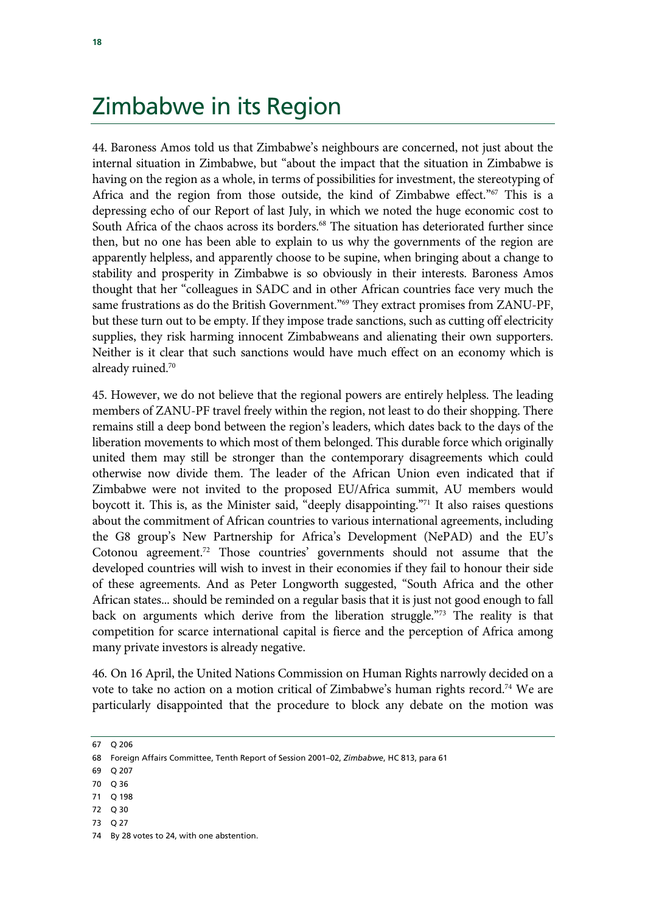# Zimbabwe in its Region

44. Baroness Amos told us that Zimbabwe's neighbours are concerned, not just about the internal situation in Zimbabwe, but "about the impact that the situation in Zimbabwe is having on the region as a whole, in terms of possibilities for investment, the stereotyping of Africa and the region from those outside, the kind of Zimbabwe effect."[67] This is a depressing echo of our Report of last July, in which we noted the huge economic cost to South Africa of the chaos across its borders.[68] The situation has deteriorated further since then, but no one has been able to explain to us why the governments of the region are apparently helpless, and apparently choose to be supine, when bringing about a change to stability and prosperity in Zimbabwe is so obviously in their interests. Baroness Amos thought that her "colleagues in SADC and in other African countries face very much the same frustrations as do the British Government."[69] They extract promises from ZANU-PF, but these turn out to be empty. If they impose trade sanctions, such as cutting off electricity supplies, they risk harming innocent Zimbabweans and alienating their own supporters. Neither is it clear that such sanctions would have much effect on an economy which is already ruined.[70]

45. However, we do not believe that the regional powers are entirely helpless. The leading members of ZANU-PF travel freely within the region, not least to do their shopping. There remains still a deep bond between the region's leaders, which dates back to the days of the liberation movements to which most of them belonged. This durable force which originally united them may still be stronger than the contemporary disagreements which could otherwise now divide them. The leader of the African Union even indicated that if Zimbabwe were not invited to the proposed EU/Africa summit, AU members would boycott it. This is, as the Minister said, "deeply disappointing."[71] It also raises questions about the commitment of African countries to various international agreements, including the G8 group's New Partnership for Africa's Development (NePAD) and the EU's Cotonou agreement.[72] Those countries' governments should not assume that the developed countries will wish to invest in their economies if they fail to honour their side of these agreements. And as Peter Longworth suggested, "South Africa and the other African states... should be reminded on a regular basis that it is just not good enough to fall back on arguments which derive from the liberation struggle."[73] The reality is that competition for scarce international capital is fierce and the perception of Africa among many private investors is already negative.

46. On 16 April, the United Nations Commission on Human Rights narrowly decided on a vote to take no action on a motion critical of Zimbabwe's human rights record.[74] We are particularly disappointed that the procedure to block any debate on the motion was

---

67 Q 206

68 Foreign Affairs Committee, Tenth Report of Session 2001–02, *Zimbabwe*, HC 813, para 61

69 Q 207

70 Q 36

71 Q 198

72 Q 30

73 Q 27

74 By 28 votes to 24, with one abstention.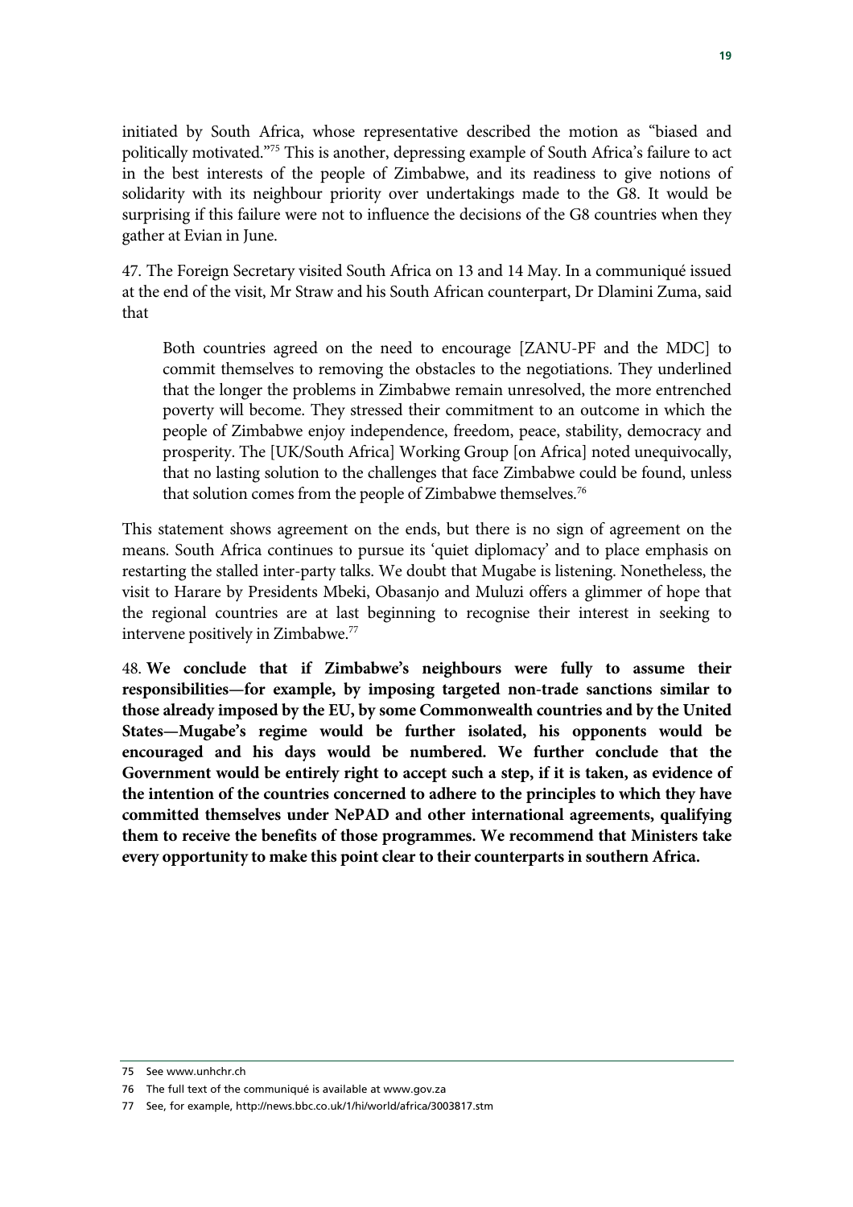initiated by South Africa, whose representative described the motion as "biased and politically motivated."[75] This is another, depressing example of South Africa's failure to act in the best interests of the people of Zimbabwe, and its readiness to give notions of solidarity with its neighbour priority over undertakings made to the G8. It would be surprising if this failure were not to influence the decisions of the G8 countries when they gather at Evian in June.

47. The Foreign Secretary visited South Africa on 13 and 14 May. In a communiqué issued at the end of the visit, Mr Straw and his South African counterpart, Dr Dlamini Zuma, said that

> Both countries agreed on the need to encourage [ZANU-PF and the MDC] to commit themselves to removing the obstacles to the negotiations. They underlined that the longer the problems in Zimbabwe remain unresolved, the more entrenched poverty will become. They stressed their commitment to an outcome in which the people of Zimbabwe enjoy independence, freedom, peace, stability, democracy and prosperity. The [UK/South Africa] Working Group [on Africa] noted unequivocally, that no lasting solution to the challenges that face Zimbabwe could be found, unless that solution comes from the people of Zimbabwe themselves.[76]

This statement shows agreement on the ends, but there is no sign of agreement on the means. South Africa continues to pursue its 'quiet diplomacy' and to place emphasis on restarting the stalled inter-party talks. We doubt that Mugabe is listening. Nonetheless, the visit to Harare by Presidents Mbeki, Obasanjo and Muluzi offers a glimmer of hope that the regional countries are at last beginning to recognise their interest in seeking to intervene positively in Zimbabwe.[77]

48. **We conclude that if Zimbabwe's neighbours were fully to assume their responsibilities—for example, by imposing targeted non-trade sanctions similar to those already imposed by the EU, by some Commonwealth countries and by the United States—Mugabe's regime would be further isolated, his opponents would be encouraged and his days would be numbered. We further conclude that the Government would be entirely right to accept such a step, if it is taken, as evidence of the intention of the countries concerned to adhere to the principles to which they have committed themselves under NePAD and other international agreements, qualifying them to receive the benefits of those programmes. We recommend that Ministers take every opportunity to make this point clear to their counterparts in southern Africa.**

---

75 See www.unhchr.ch

76 The full text of the communiqué is available at www.gov.za

77 See, for example, http://news.bbc.co.uk/1/hi/world/africa/3003817.stm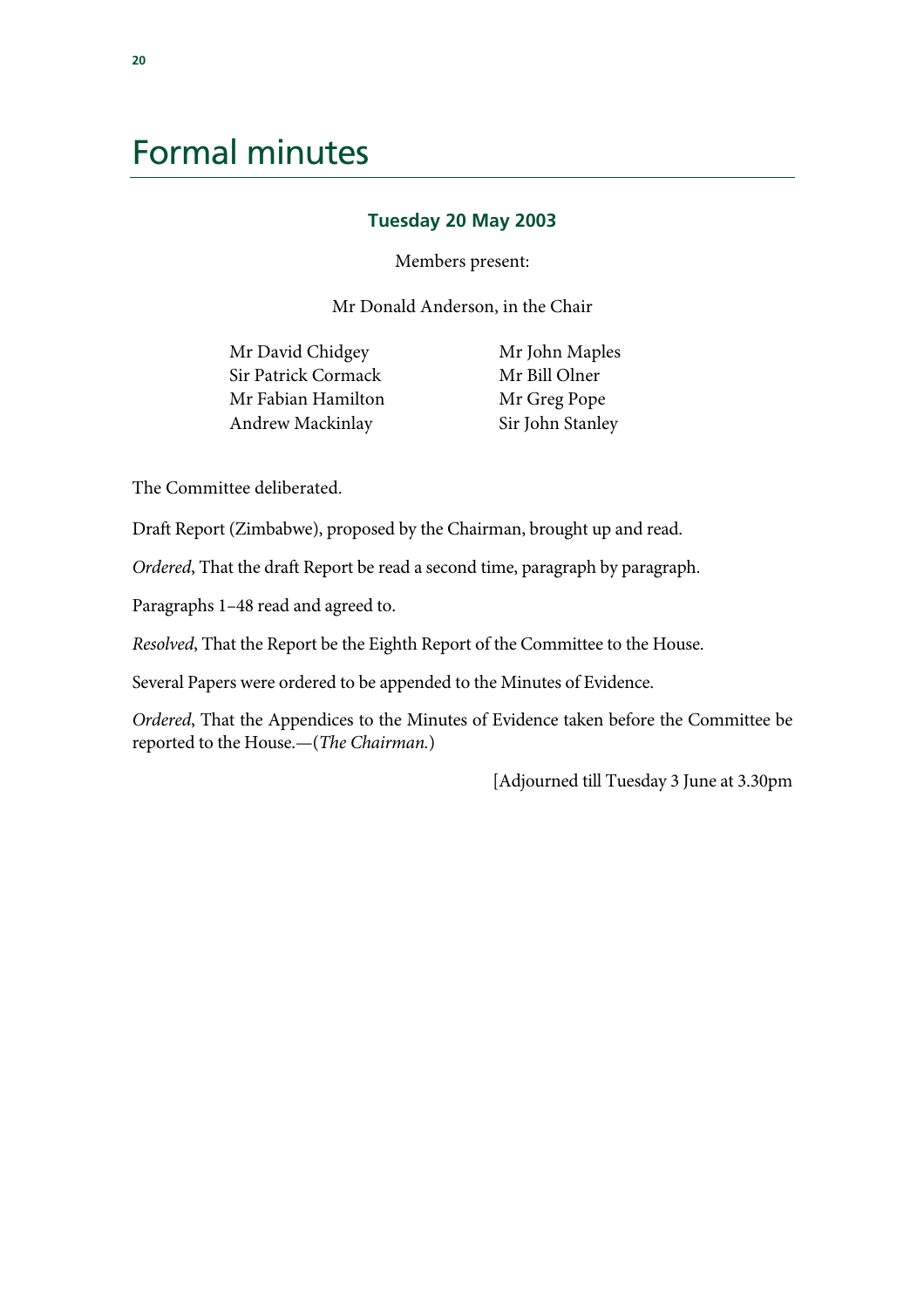# Formal minutes

## Tuesday 20 May 2003

Members present:

Mr Donald Anderson, in the Chair

Mr David Chidgey
Sir Patrick Cormack
Mr Fabian Hamilton
Andrew Mackinlay
Mr John Maples
Mr Bill Olner
Mr Greg Pope
Sir John Stanley

The Committee deliberated.

Draft Report (Zimbabwe), proposed by the Chairman, brought up and read.

*Ordered*, That the draft Report be read a second time, paragraph by paragraph.

Paragraphs 1–48 read and agreed to.

*Resolved*, That the Report be the Eighth Report of the Committee to the House.

Several Papers were ordered to be appended to the Minutes of Evidence.

*Ordered*, That the Appendices to the Minutes of Evidence taken before the Committee be reported to the House.—(*The Chairman.*)

[Adjourned till Tuesday 3 June at 3.30pm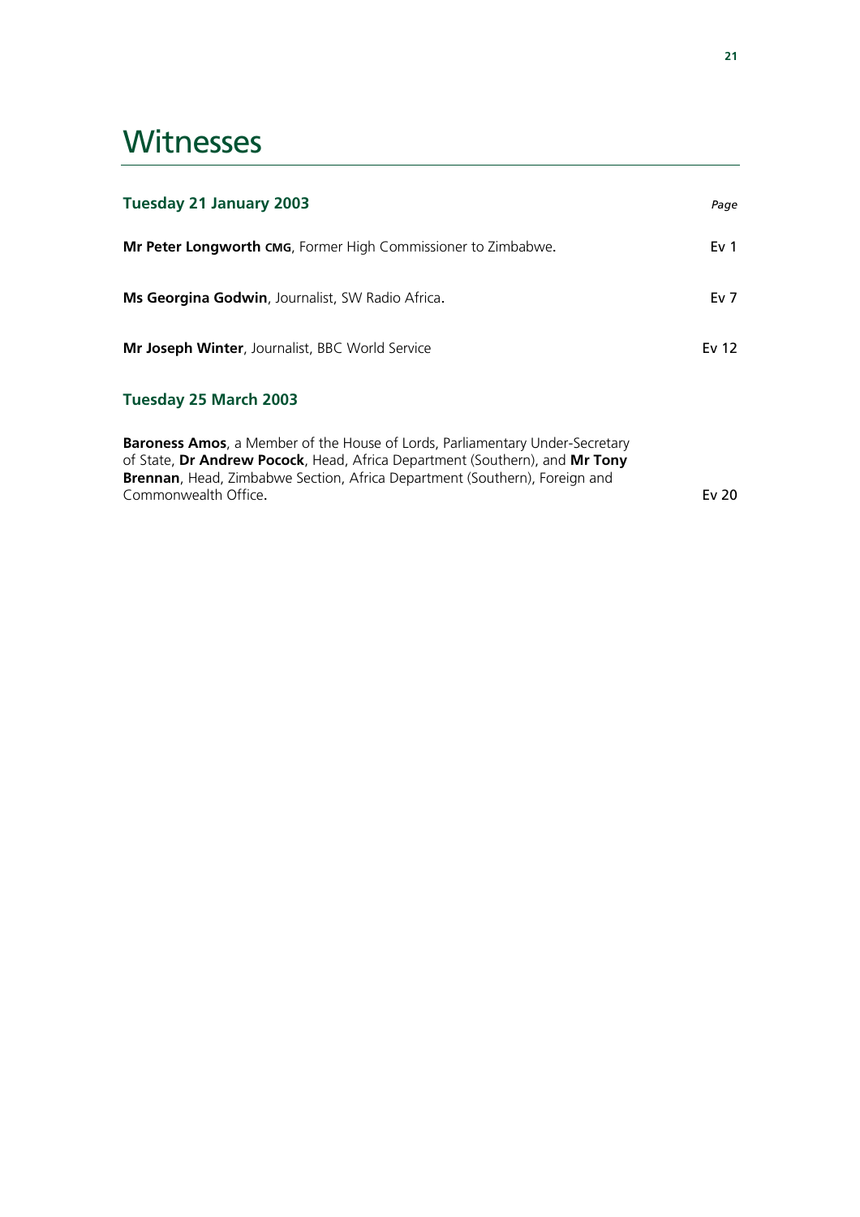# Witnesses

| **Tuesday 21 January 2003** | *Page* |
|---|---|
| **Mr Peter Longworth** CMG, Former High Commissioner to Zimbabwe. | Ev 1 |
| **Ms Georgina Godwin**, Journalist, SW Radio Africa. | Ev 7 |
| **Mr Joseph Winter**, Journalist, BBC World Service | Ev 12 |
| **Tuesday 25 March 2003** | |
| **Baroness Amos**, a Member of the House of Lords, Parliamentary Under-Secretary of State, **Dr Andrew Pocock**, Head, Africa Department (Southern), and **Mr Tony Brennan**, Head, Zimbabwe Section, Africa Department (Southern), Foreign and Commonwealth Office. | Ev 20 |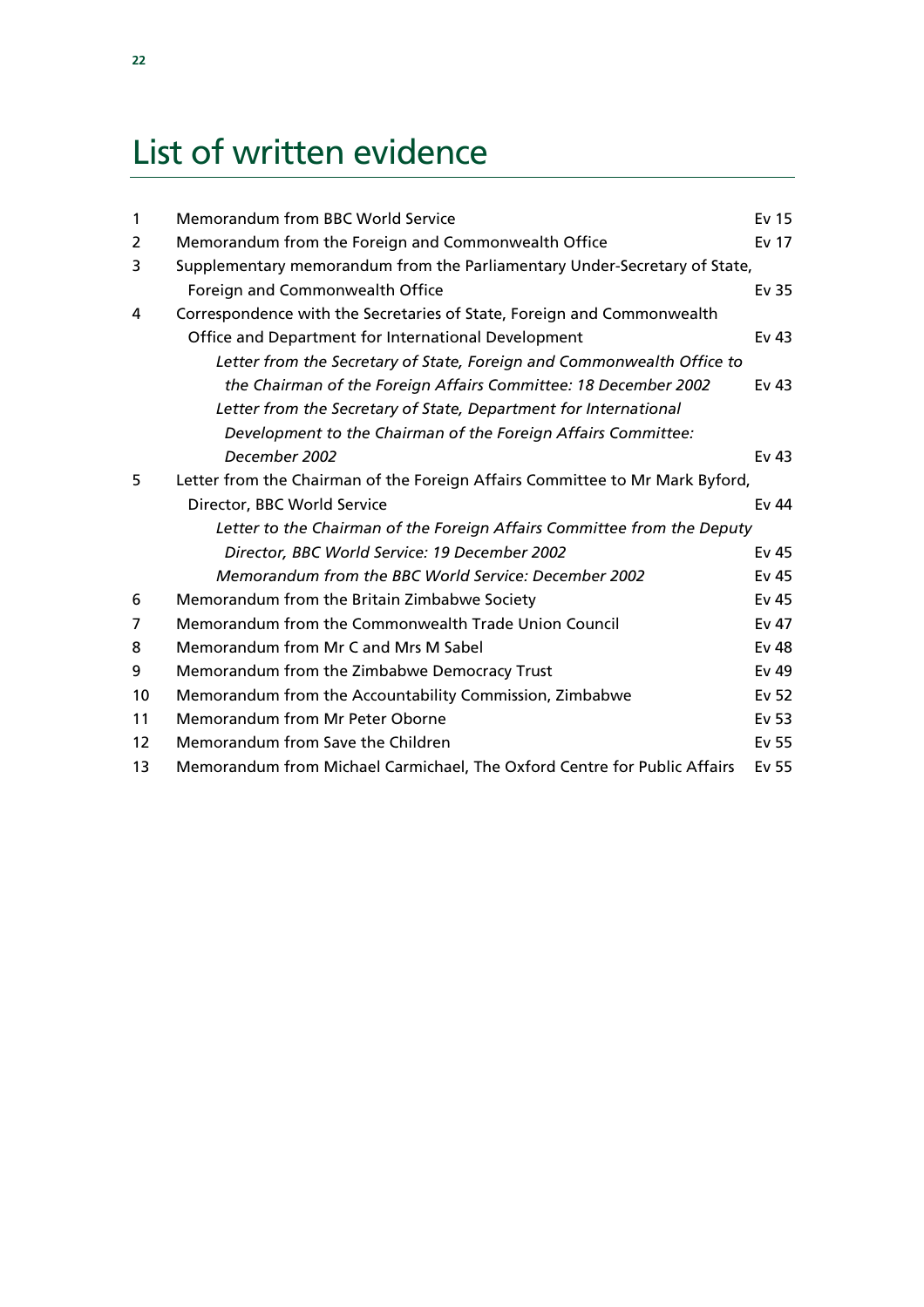# List of written evidence

| | | |
|---|---|---|
| 1 | Memorandum from BBC World Service | Ev 15 |
| 2 | Memorandum from the Foreign and Commonwealth Office | Ev 17 |
| 3 | Supplementary memorandum from the Parliamentary Under-Secretary of State, Foreign and Commonwealth Office | Ev 35 |
| 4 | Correspondence with the Secretaries of State, Foreign and Commonwealth Office and Department for International Development | Ev 43 |
| | *Letter from the Secretary of State, Foreign and Commonwealth Office to the Chairman of the Foreign Affairs Committee: 18 December 2002* | Ev 43 |
| | *Letter from the Secretary of State, Department for International Development to the Chairman of the Foreign Affairs Committee: December 2002* | Ev 43 |
| 5 | Letter from the Chairman of the Foreign Affairs Committee to Mr Mark Byford, Director, BBC World Service | Ev 44 |
| | *Letter to the Chairman of the Foreign Affairs Committee from the Deputy Director, BBC World Service: 19 December 2002* | Ev 45 |
| | *Memorandum from the BBC World Service: December 2002* | Ev 45 |
| 6 | Memorandum from the Britain Zimbabwe Society | Ev 45 |
| 7 | Memorandum from the Commonwealth Trade Union Council | Ev 47 |
| 8 | Memorandum from Mr C and Mrs M Sabel | Ev 48 |
| 9 | Memorandum from the Zimbabwe Democracy Trust | Ev 49 |
| 10 | Memorandum from the Accountability Commission, Zimbabwe | Ev 52 |
| 11 | Memorandum from Mr Peter Oborne | Ev 53 |
| 12 | Memorandum from Save the Children | Ev 55 |
| 13 | Memorandum from Michael Carmichael, The Oxford Centre for Public Affairs | Ev 55 |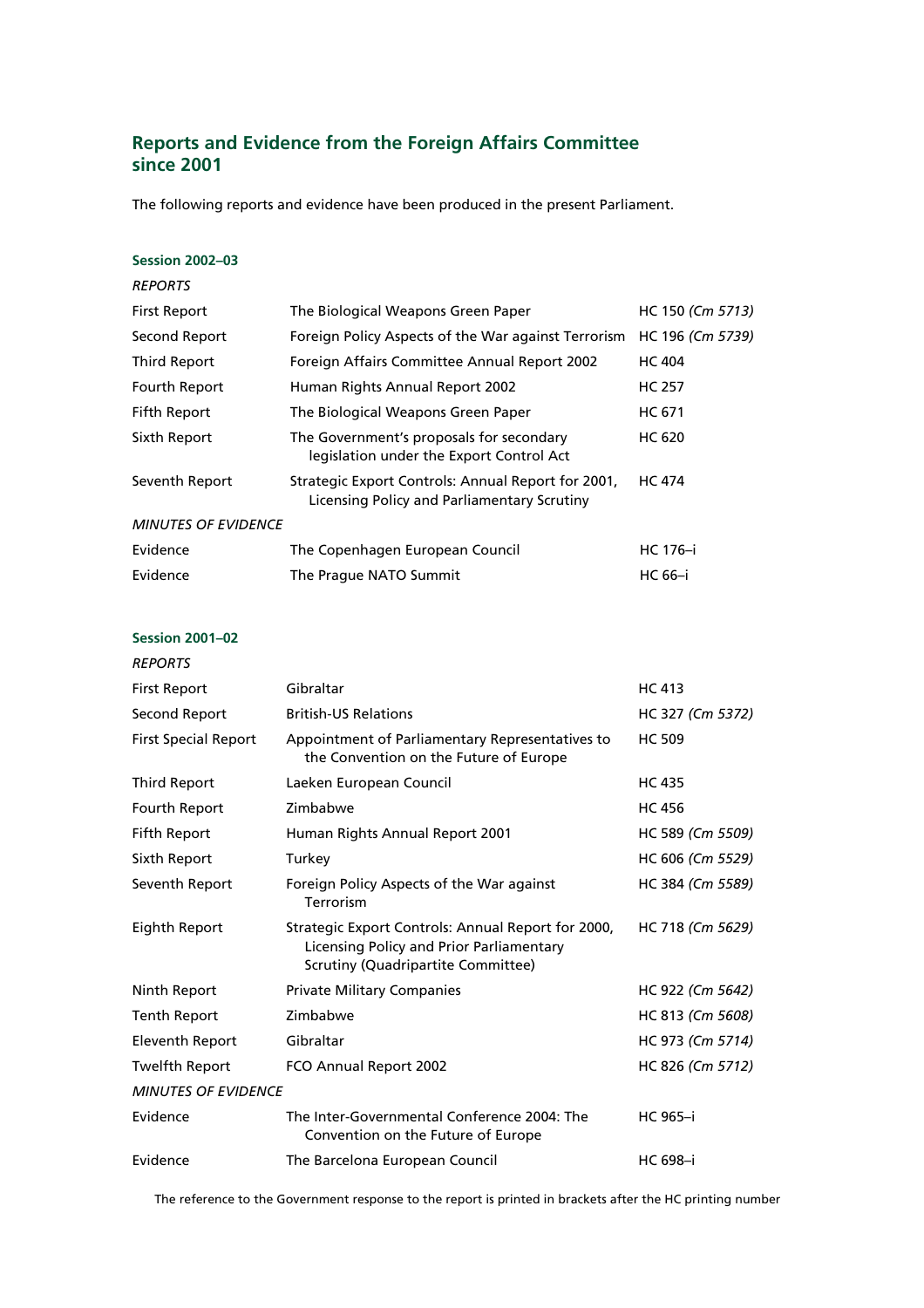## Reports and Evidence from the Foreign Affairs Committee since 2001

The following reports and evidence have been produced in the present Parliament.

### Session 2002–03

| | | |
|---|---|---|
| *REPORTS* | | |
| First Report | The Biological Weapons Green Paper | HC 150 *(Cm 5713)* |
| Second Report | Foreign Policy Aspects of the War against Terrorism | HC 196 *(Cm 5739)* |
| Third Report | Foreign Affairs Committee Annual Report 2002 | HC 404 |
| Fourth Report | Human Rights Annual Report 2002 | HC 257 |
| Fifth Report | The Biological Weapons Green Paper | HC 671 |
| Sixth Report | The Government's proposals for secondary legislation under the Export Control Act | HC 620 |
| Seventh Report | Strategic Export Controls: Annual Report for 2001, Licensing Policy and Parliamentary Scrutiny | HC 474 |
| *MINUTES OF EVIDENCE* | | |
| Evidence | The Copenhagen European Council | HC 176–i |
| Evidence | The Prague NATO Summit | HC 66–i |

### Session 2001–02

| | | |
|---|---|---|
| *REPORTS* | | |
| First Report | Gibraltar | HC 413 |
| Second Report | British-US Relations | HC 327 *(Cm 5372)* |
| First Special Report | Appointment of Parliamentary Representatives to the Convention on the Future of Europe | HC 509 |
| Third Report | Laeken European Council | HC 435 |
| Fourth Report | Zimbabwe | HC 456 |
| Fifth Report | Human Rights Annual Report 2001 | HC 589 *(Cm 5509)* |
| Sixth Report | Turkey | HC 606 *(Cm 5529)* |
| Seventh Report | Foreign Policy Aspects of the War against Terrorism | HC 384 *(Cm 5589)* |
| Eighth Report | Strategic Export Controls: Annual Report for 2000, Licensing Policy and Prior Parliamentary Scrutiny (Quadripartite Committee) | HC 718 *(Cm 5629)* |
| Ninth Report | Private Military Companies | HC 922 *(Cm 5642)* |
| Tenth Report | Zimbabwe | HC 813 *(Cm 5608)* |
| Eleventh Report | Gibraltar | HC 973 *(Cm 5714)* |
| Twelfth Report | FCO Annual Report 2002 | HC 826 *(Cm 5712)* |
| *MINUTES OF EVIDENCE* | | |
| Evidence | The Inter-Governmental Conference 2004: The Convention on the Future of Europe | HC 965–i |
| Evidence | The Barcelona European Council | HC 698–i |

The reference to the Government response to the report is printed in brackets after the HC printing number